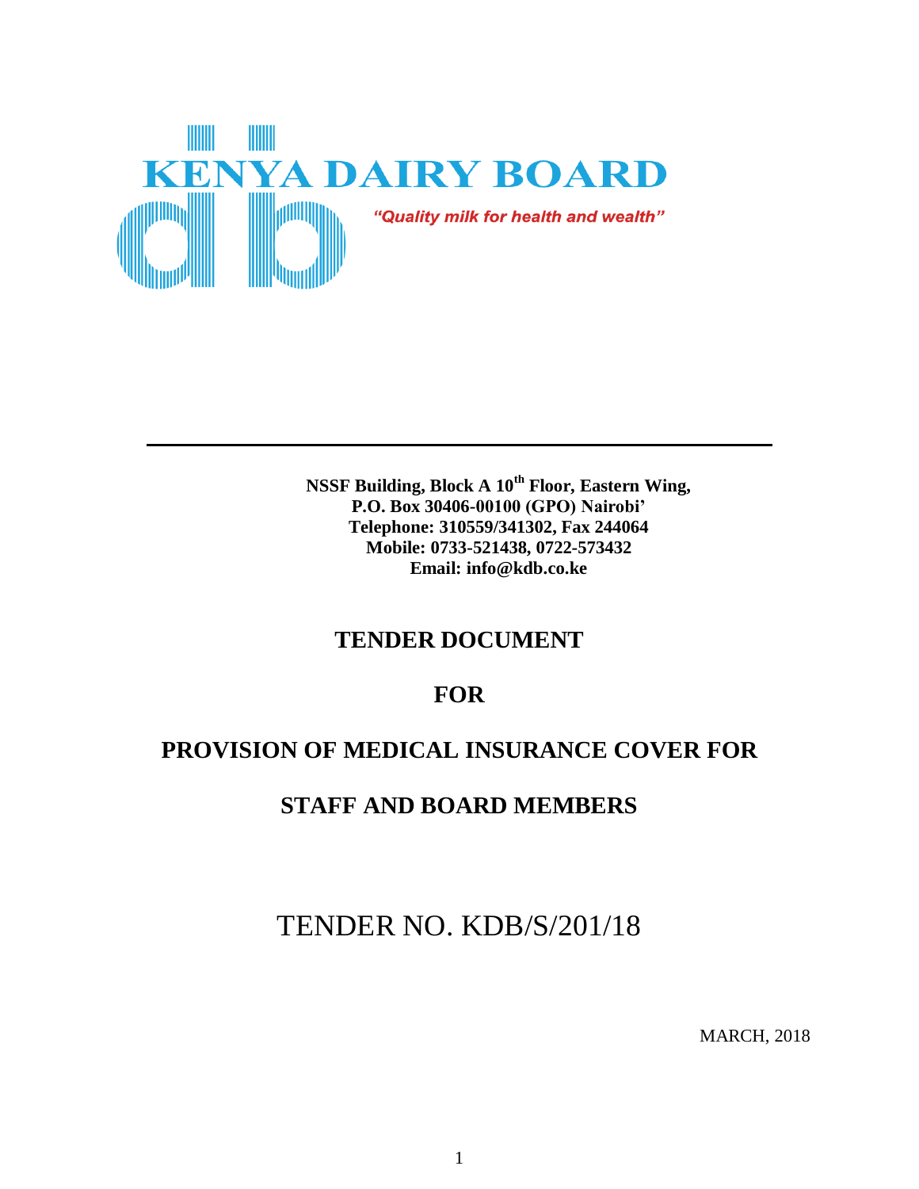# KENYA DAIRY BOARD

*"Quality milk for health and wealth"*

---

**NSSF Building, Block A 10th Floor, Eastern Wing,**
**P.O. Box 30406-00100 (GPO) Nairobi'**
**Telephone: 310559/341302, Fax 244064**
**Mobile: 0733-521438, 0722-573432**
**Email: info@kdb.co.ke**

# TENDER DOCUMENT

# FOR

# PROVISION OF MEDICAL INSURANCE COVER FOR

# STAFF AND BOARD MEMBERS

TENDER NO. KDB/S/201/18

MARCH, 2018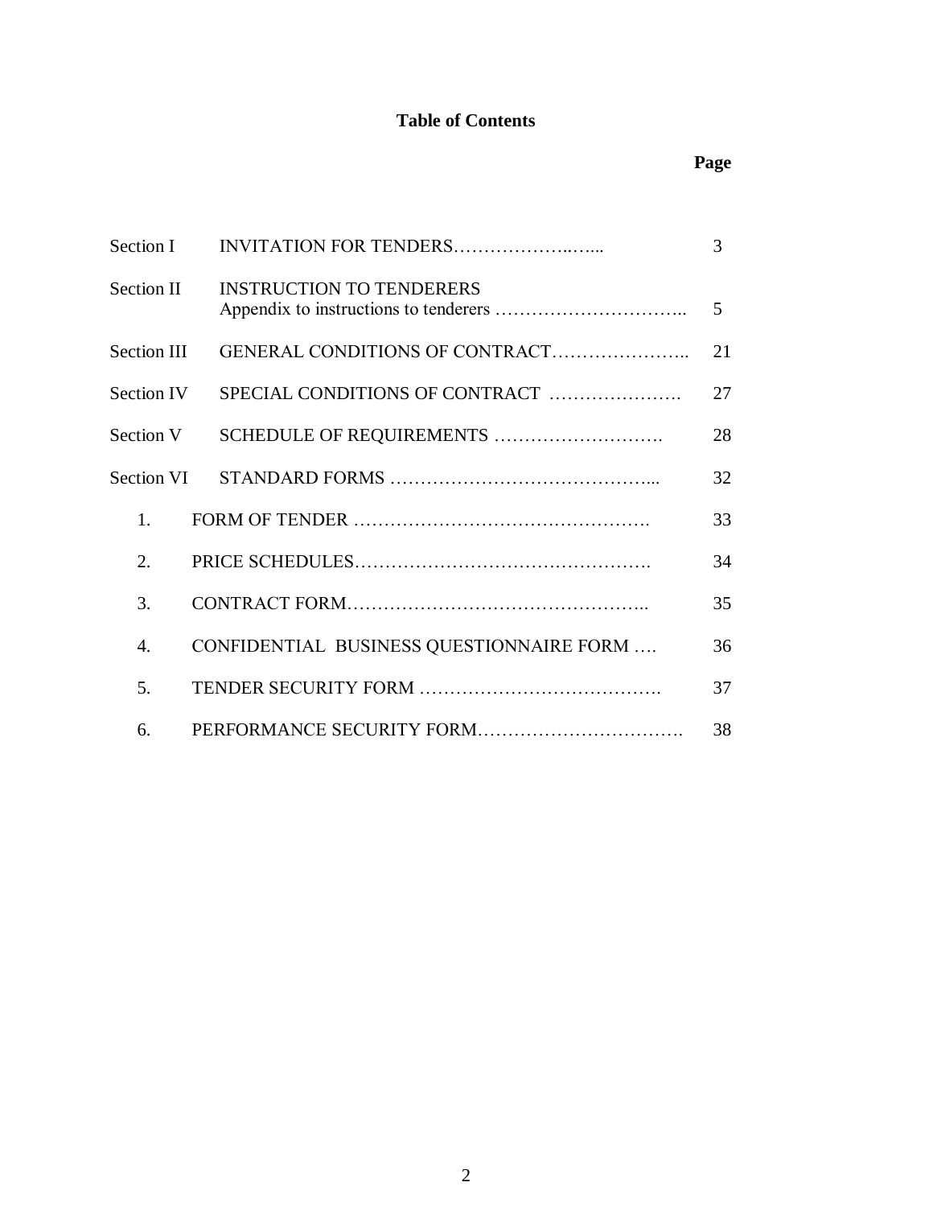## Table of Contents

| | | Page |
|---|---|---|
| Section I | INVITATION FOR TENDERS……………….…... | 3 |
| Section II | INSTRUCTION TO TENDERERS<br>Appendix to instructions to tenderers ………………………….. | 5 |
| Section III | GENERAL CONDITIONS OF CONTRACT………………….. | 21 |
| Section IV | SPECIAL CONDITIONS OF CONTRACT …………………. | 27 |
| Section V | SCHEDULE OF REQUIREMENTS ………………………. | 28 |
| Section VI | STANDARD FORMS …………………………………….... | 32 |
| 1. | FORM OF TENDER ………………………….……………. | 33 |
| 2. | PRICE SCHEDULES…………………………………………. | 34 |
| 3. | CONTRACT FORM………………………………………….. | 35 |
| 4. | CONFIDENTIAL BUSINESS QUESTIONNAIRE FORM …. | 36 |
| 5. | TENDER SECURITY FORM …………………………………. | 37 |
| 6. | PERFORMANCE SECURITY FORM……………………………. | 38 |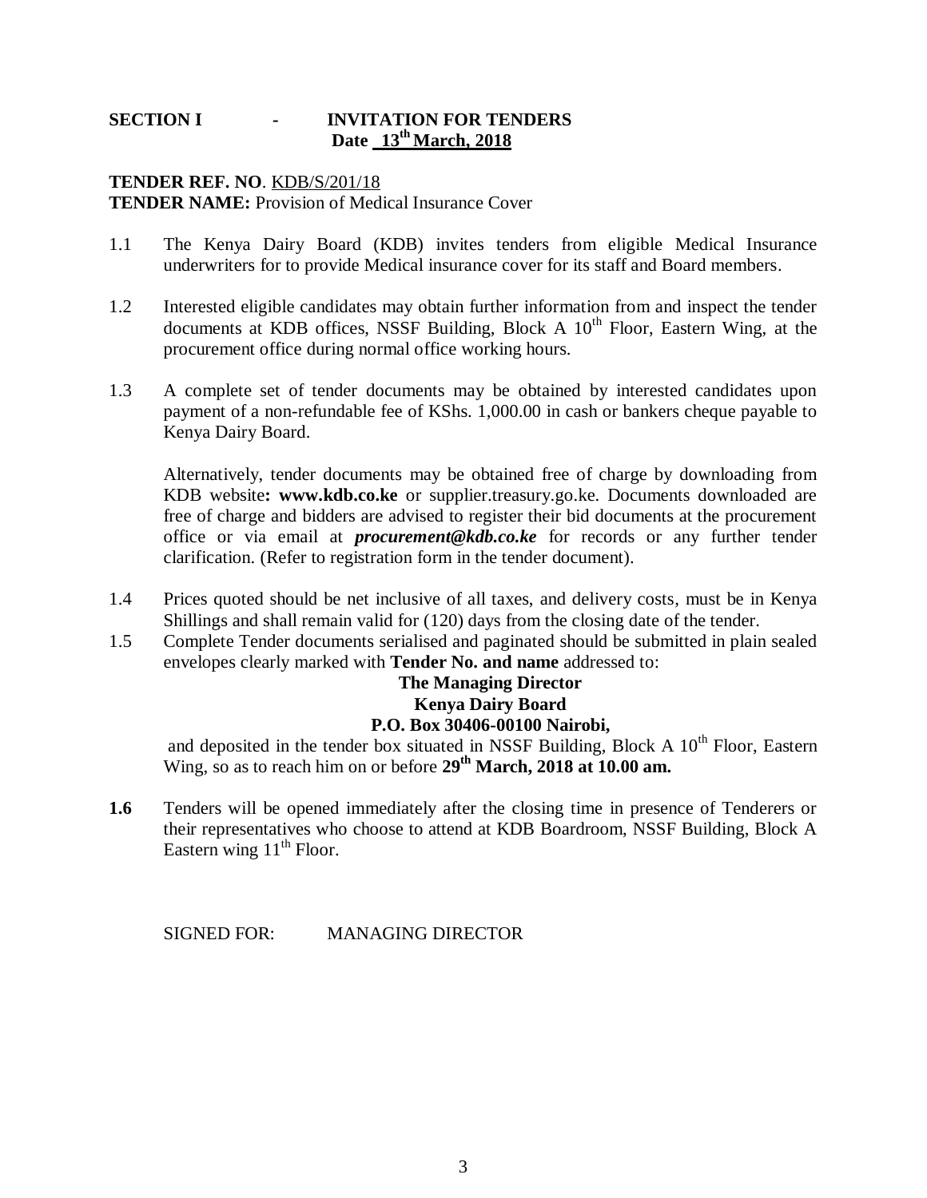# SECTION I - INVITATION FOR TENDERS

**Date 13th March, 2018**

**TENDER REF. NO**. KDB/S/201/18

**TENDER NAME:** Provision of Medical Insurance Cover

1.1 The Kenya Dairy Board (KDB) invites tenders from eligible Medical Insurance underwriters for to provide Medical insurance cover for its staff and Board members.

1.2 Interested eligible candidates may obtain further information from and inspect the tender documents at KDB offices, NSSF Building, Block A 10th Floor, Eastern Wing, at the procurement office during normal office working hours.

1.3 A complete set of tender documents may be obtained by interested candidates upon payment of a non-refundable fee of KShs. 1,000.00 in cash or bankers cheque payable to Kenya Dairy Board.

Alternatively, tender documents may be obtained free of charge by downloading from KDB website**: www.kdb.co.ke** or supplier.treasury.go.ke. Documents downloaded are free of charge and bidders are advised to register their bid documents at the procurement office or via email at ***procurement@kdb.co.ke*** for records or any further tender clarification. (Refer to registration form in the tender document).

1.4 Prices quoted should be net inclusive of all taxes, and delivery costs, must be in Kenya Shillings and shall remain valid for (120) days from the closing date of the tender.

1.5 Complete Tender documents serialised and paginated should be submitted in plain sealed envelopes clearly marked with **Tender No. and name** addressed to:

**The Managing Director**
**Kenya Dairy Board**
**P.O. Box 30406-00100 Nairobi,**

and deposited in the tender box situated in NSSF Building, Block A 10th Floor, Eastern Wing, so as to reach him on or before **29th March, 2018 at 10.00 am.**

**1.6** Tenders will be opened immediately after the closing time in presence of Tenderers or their representatives who choose to attend at KDB Boardroom, NSSF Building, Block A Eastern wing 11th Floor.

SIGNED FOR: MANAGING DIRECTOR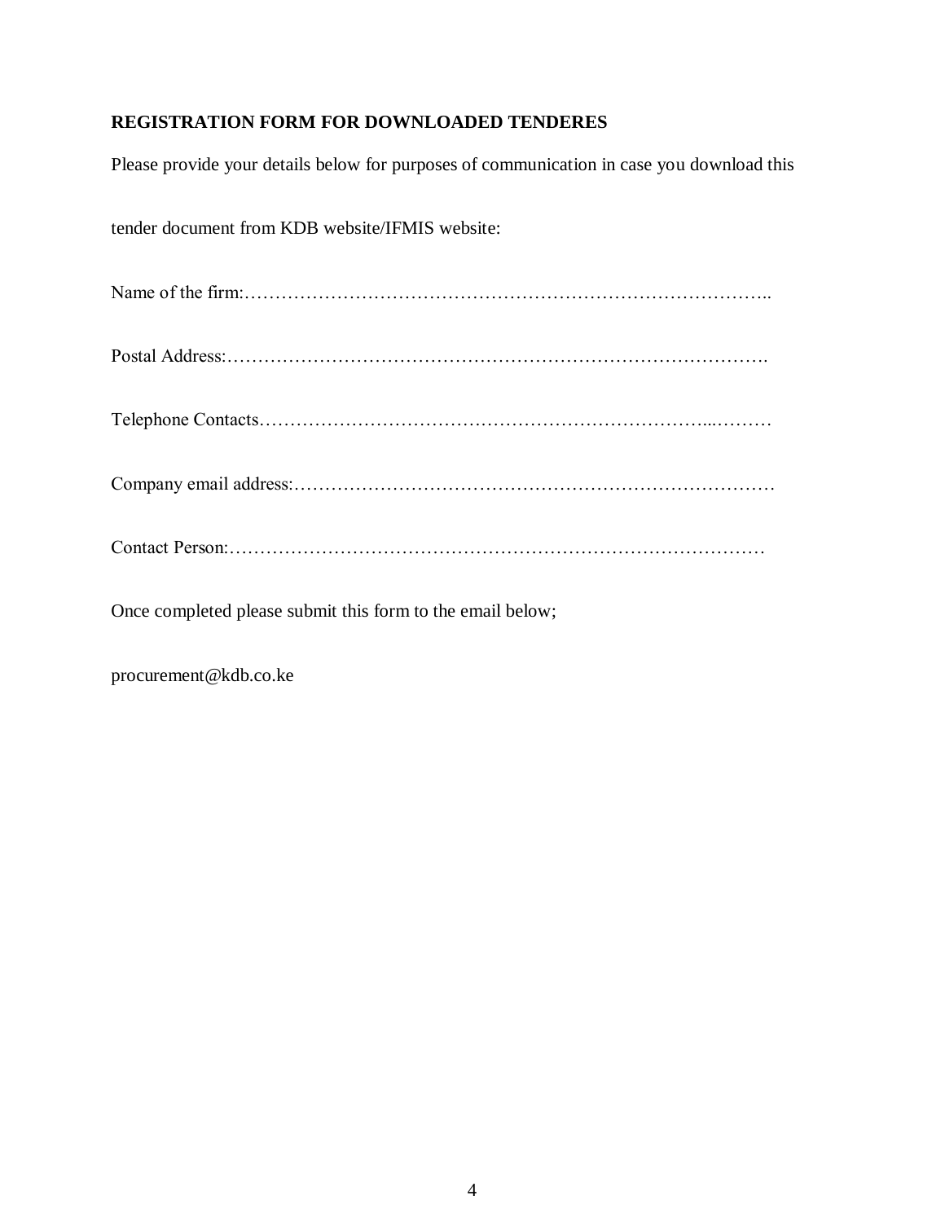**REGISTRATION FORM FOR DOWNLOADED TENDERES**

Please provide your details below for purposes of communication in case you download this

tender document from KDB website/IFMIS website:

Name of the firm:…………………………………………………………………………..

Postal Address:…………………………………………………………………………….

Telephone Contacts…………………………………………………………………...………

Company email address:……………………………………………………………………

Contact Person:……………………………………………………………………………

Once completed please submit this form to the email below;

procurement@kdb.co.ke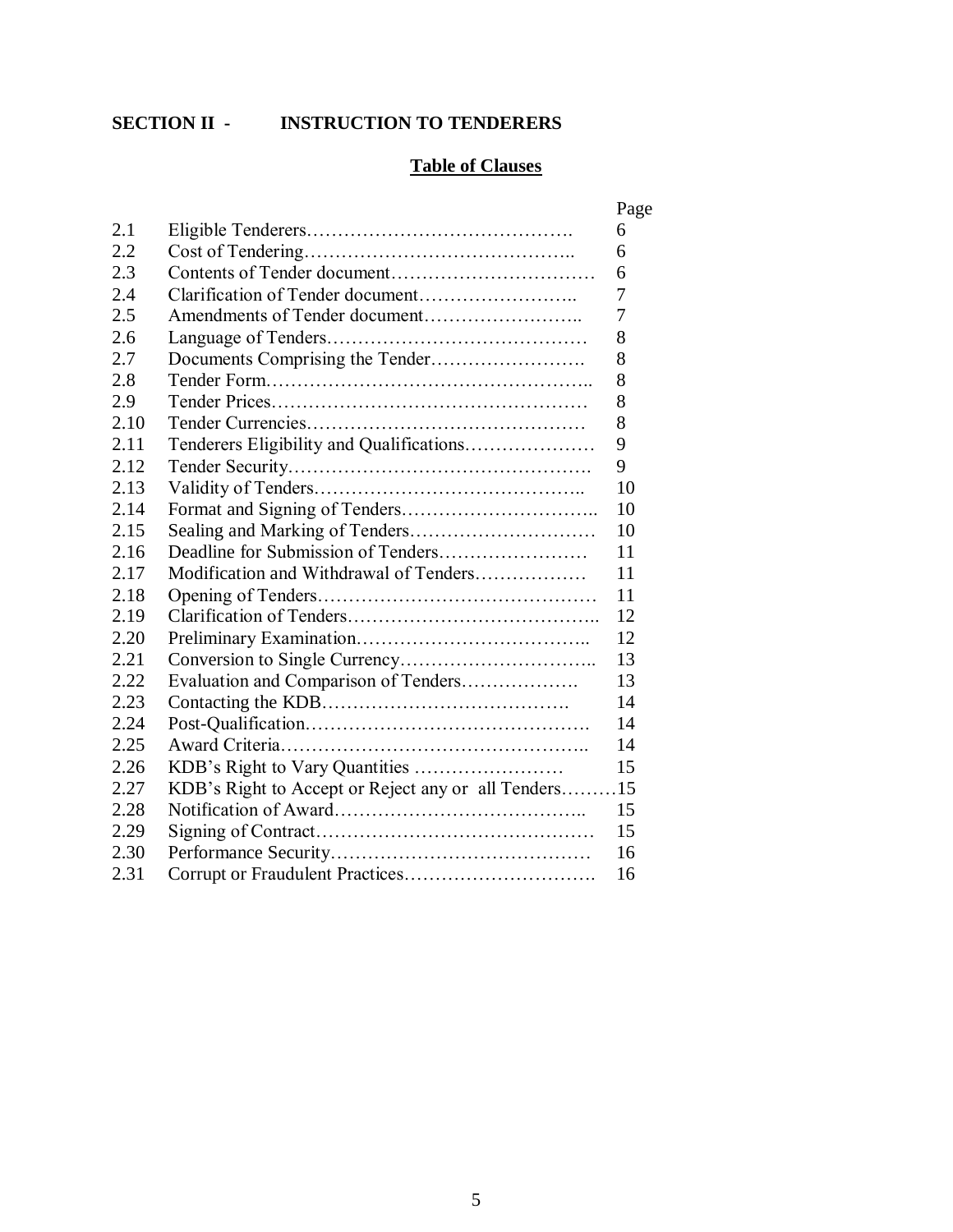## SECTION II - INSTRUCTION TO TENDERERS

### Table of Clauses

| | | Page |
|---|---|---|
| 2.1 | Eligible Tenderers……………………………………. | 6 |
| 2.2 | Cost of Tendering…………………………………….. | 6 |
| 2.3 | Contents of Tender document…………………………… | 6 |
| 2.4 | Clarification of Tender document…………………….. | 7 |
| 2.5 | Amendments of Tender document…………………….. | 7 |
| 2.6 | Language of Tenders…………………………………… | 8 |
| 2.7 | Documents Comprising the Tender……………………. | 8 |
| 2.8 | Tender Form………………………………………….. | 8 |
| 2.9 | Tender Prices…………………………………………… | 8 |
| 2.10 | Tender Currencies……………………………………… | 8 |
| 2.11 | Tenderers Eligibility and Qualifications………………… | 9 |
| 2.12 | Tender Security…………………………………………. | 9 |
| 2.13 | Validity of Tenders…………………………………….. | 10 |
| 2.14 | Format and Signing of Tenders………………………….. | 10 |
| 2.15 | Sealing and Marking of Tenders………………………… | 10 |
| 2.16 | Deadline for Submission of Tenders…………………… | 11 |
| 2.17 | Modification and Withdrawal of Tenders……………… | 11 |
| 2.18 | Opening of Tenders……………………………………… | 11 |
| 2.19 | Clarification of Tenders………………………………….. | 12 |
| 2.20 | Preliminary Examination……………………………….. | 12 |
| 2.21 | Conversion to Single Currency………………………….. | 13 |
| 2.22 | Evaluation and Comparison of Tenders………………. | 13 |
| 2.23 | Contacting the KDB…………………………………. | 14 |
| 2.24 | Post-Qualification………………………………………. | 14 |
| 2.25 | Award Criteria………………………………………….. | 14 |
| 2.26 | KDB's Right to Vary Quantities …………………… | 15 |
| 2.27 | KDB's Right to Accept or Reject any or all Tenders……… | 15 |
| 2.28 | Notification of Award………………………………….. | 15 |
| 2.29 | Signing of Contract……………………………………… | 15 |
| 2.30 | Performance Security…………………………………… | 16 |
| 2.31 | Corrupt or Fraudulent Practices…………………………. | 16 |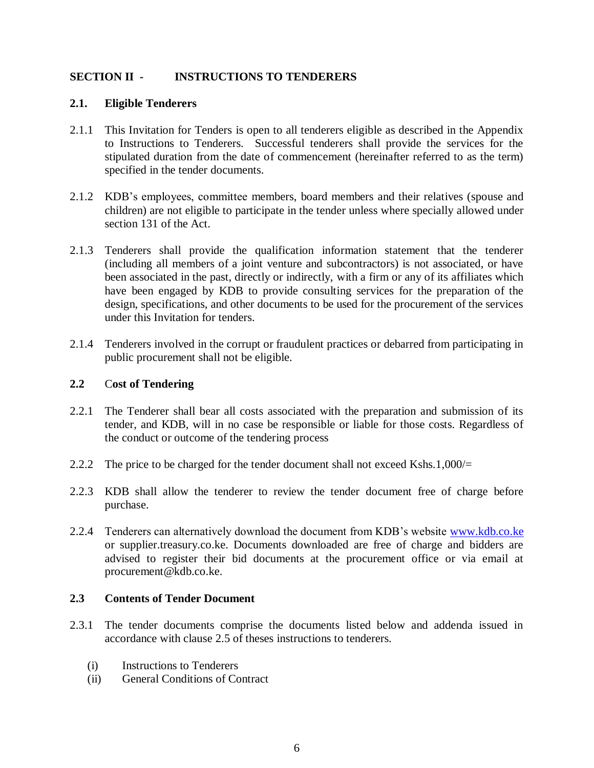## SECTION II - INSTRUCTIONS TO TENDERERS

### 2.1. Eligible Tenderers

2.1.1 This Invitation for Tenders is open to all tenderers eligible as described in the Appendix to Instructions to Tenderers. Successful tenderers shall provide the services for the stipulated duration from the date of commencement (hereinafter referred to as the term) specified in the tender documents.

2.1.2 KDB's employees, committee members, board members and their relatives (spouse and children) are not eligible to participate in the tender unless where specially allowed under section 131 of the Act.

2.1.3 Tenderers shall provide the qualification information statement that the tenderer (including all members of a joint venture and subcontractors) is not associated, or have been associated in the past, directly or indirectly, with a firm or any of its affiliates which have been engaged by KDB to provide consulting services for the preparation of the design, specifications, and other documents to be used for the procurement of the services under this Invitation for tenders.

2.1.4 Tenderers involved in the corrupt or fraudulent practices or debarred from participating in public procurement shall not be eligible.

### 2.2 Cost of Tendering

2.2.1 The Tenderer shall bear all costs associated with the preparation and submission of its tender, and KDB, will in no case be responsible or liable for those costs. Regardless of the conduct or outcome of the tendering process

2.2.2 The price to be charged for the tender document shall not exceed Kshs.1,000/=

2.2.3 KDB shall allow the tenderer to review the tender document free of charge before purchase.

2.2.4 Tenderers can alternatively download the document from KDB's website [www.kdb.co.ke](http://www.kdb.co.ke) or supplier.treasury.co.ke. Documents downloaded are free of charge and bidders are advised to register their bid documents at the procurement office or via email at procurement@kdb.co.ke.

### 2.3 Contents of Tender Document

2.3.1 The tender documents comprise the documents listed below and addenda issued in accordance with clause 2.5 of theses instructions to tenderers.

(i) Instructions to Tenderers
(ii) General Conditions of Contract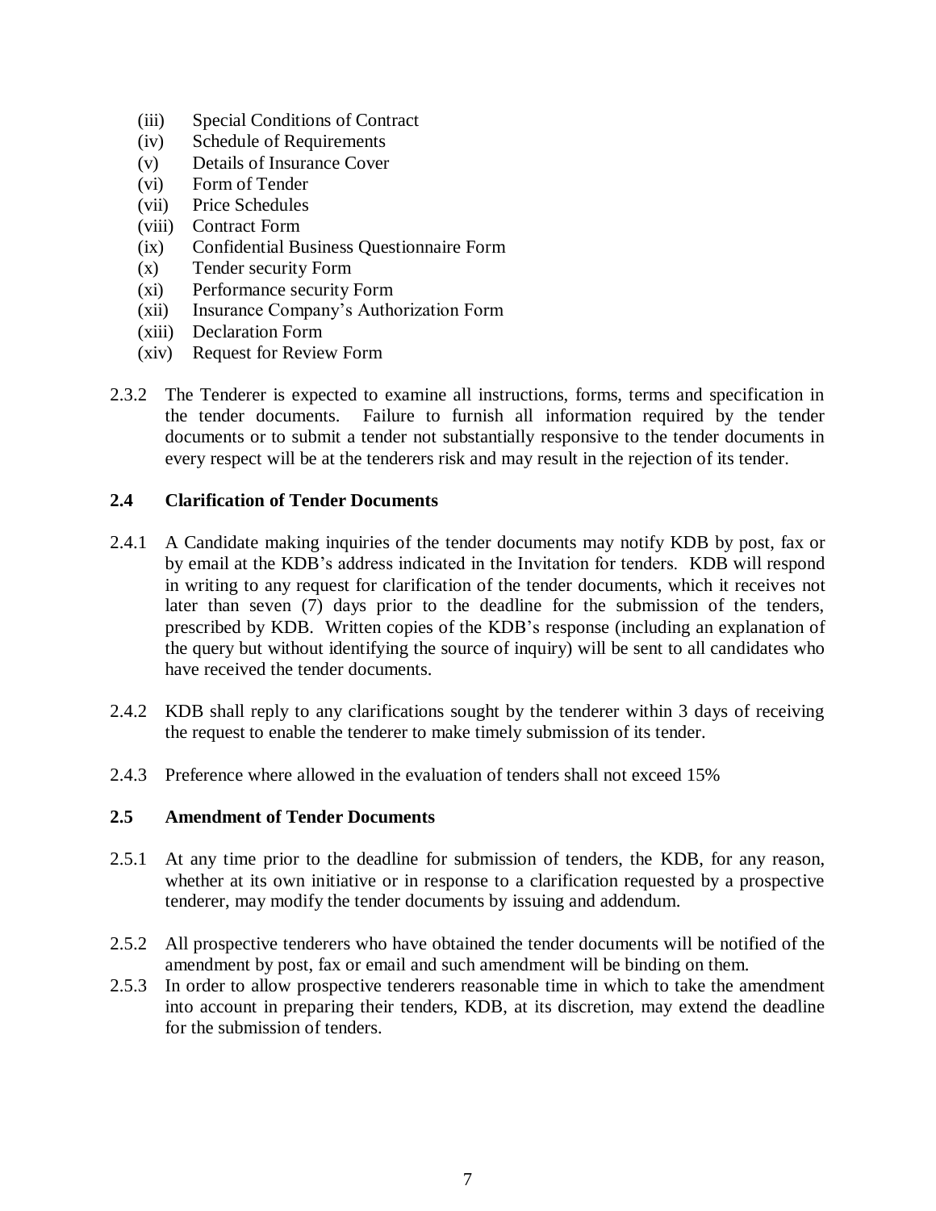(iii) Special Conditions of Contract
(iv) Schedule of Requirements
(v) Details of Insurance Cover
(vi) Form of Tender
(vii) Price Schedules
(viii) Contract Form
(ix) Confidential Business Questionnaire Form
(x) Tender security Form
(xi) Performance security Form
(xii) Insurance Company's Authorization Form
(xiii) Declaration Form
(xiv) Request for Review Form

2.3.2 The Tenderer is expected to examine all instructions, forms, terms and specification in the tender documents. Failure to furnish all information required by the tender documents or to submit a tender not substantially responsive to the tender documents in every respect will be at the tenderers risk and may result in the rejection of its tender.

### 2.4 Clarification of Tender Documents

2.4.1 A Candidate making inquiries of the tender documents may notify KDB by post, fax or by email at the KDB's address indicated in the Invitation for tenders. KDB will respond in writing to any request for clarification of the tender documents, which it receives not later than seven (7) days prior to the deadline for the submission of the tenders, prescribed by KDB. Written copies of the KDB's response (including an explanation of the query but without identifying the source of inquiry) will be sent to all candidates who have received the tender documents.

2.4.2 KDB shall reply to any clarifications sought by the tenderer within 3 days of receiving the request to enable the tenderer to make timely submission of its tender.

2.4.3 Preference where allowed in the evaluation of tenders shall not exceed 15%

### 2.5 Amendment of Tender Documents

2.5.1 At any time prior to the deadline for submission of tenders, the KDB, for any reason, whether at its own initiative or in response to a clarification requested by a prospective tenderer, may modify the tender documents by issuing and addendum.

2.5.2 All prospective tenderers who have obtained the tender documents will be notified of the amendment by post, fax or email and such amendment will be binding on them.

2.5.3 In order to allow prospective tenderers reasonable time in which to take the amendment into account in preparing their tenders, KDB, at its discretion, may extend the deadline for the submission of tenders.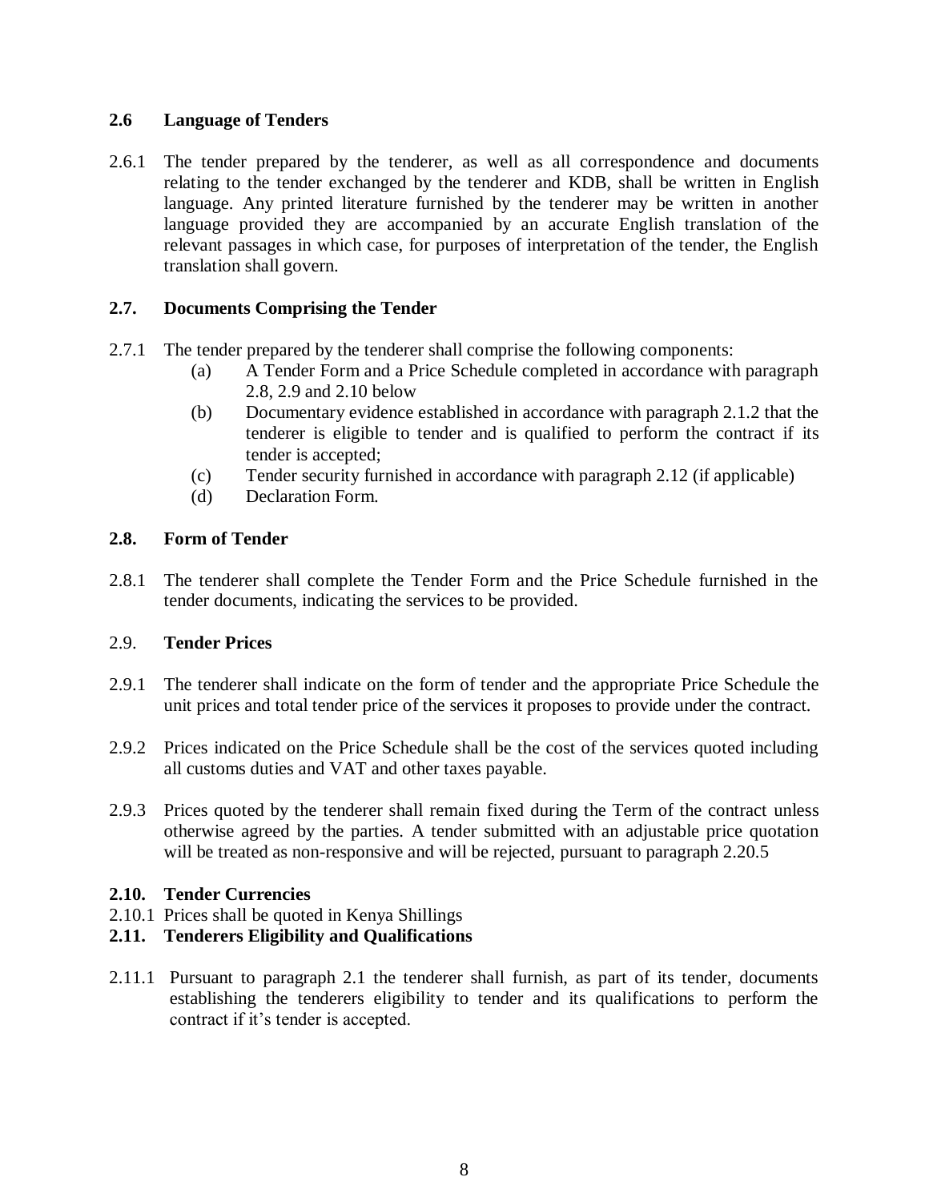### 2.6 Language of Tenders

2.6.1 The tender prepared by the tenderer, as well as all correspondence and documents relating to the tender exchanged by the tenderer and KDB, shall be written in English language. Any printed literature furnished by the tenderer may be written in another language provided they are accompanied by an accurate English translation of the relevant passages in which case, for purposes of interpretation of the tender, the English translation shall govern.

### 2.7. Documents Comprising the Tender

2.7.1 The tender prepared by the tenderer shall comprise the following components:

- (a) A Tender Form and a Price Schedule completed in accordance with paragraph 2.8, 2.9 and 2.10 below
- (b) Documentary evidence established in accordance with paragraph 2.1.2 that the tenderer is eligible to tender and is qualified to perform the contract if its tender is accepted;
- (c) Tender security furnished in accordance with paragraph 2.12 (if applicable)
- (d) Declaration Form.

### 2.8. Form of Tender

2.8.1 The tenderer shall complete the Tender Form and the Price Schedule furnished in the tender documents, indicating the services to be provided.

### 2.9. Tender Prices

2.9.1 The tenderer shall indicate on the form of tender and the appropriate Price Schedule the unit prices and total tender price of the services it proposes to provide under the contract.

2.9.2 Prices indicated on the Price Schedule shall be the cost of the services quoted including all customs duties and VAT and other taxes payable.

2.9.3 Prices quoted by the tenderer shall remain fixed during the Term of the contract unless otherwise agreed by the parties. A tender submitted with an adjustable price quotation will be treated as non-responsive and will be rejected, pursuant to paragraph 2.20.5

### 2.10. Tender Currencies

2.10.1 Prices shall be quoted in Kenya Shillings

### 2.11. Tenderers Eligibility and Qualifications

2.11.1 Pursuant to paragraph 2.1 the tenderer shall furnish, as part of its tender, documents establishing the tenderers eligibility to tender and its qualifications to perform the contract if it's tender is accepted.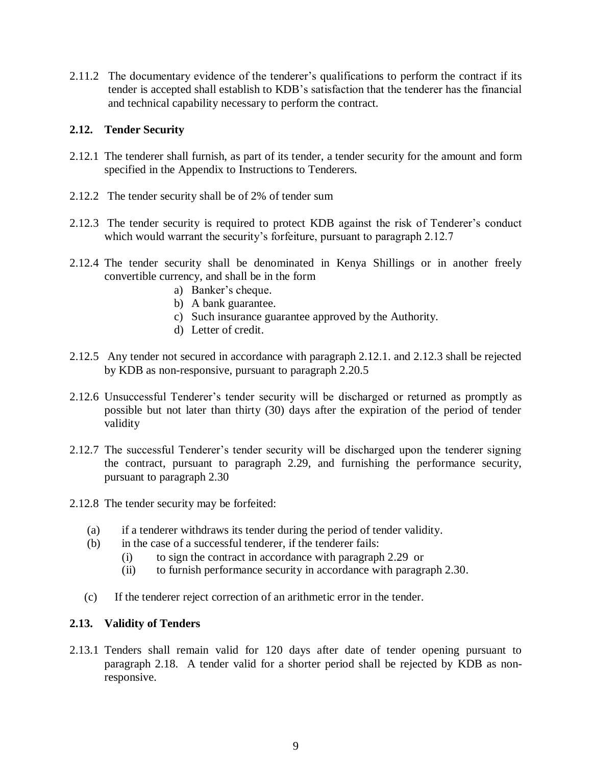2.11.2 The documentary evidence of the tenderer's qualifications to perform the contract if its tender is accepted shall establish to KDB's satisfaction that the tenderer has the financial and technical capability necessary to perform the contract.

### 2.12. Tender Security

2.12.1 The tenderer shall furnish, as part of its tender, a tender security for the amount and form specified in the Appendix to Instructions to Tenderers.

2.12.2 The tender security shall be of 2% of tender sum

2.12.3 The tender security is required to protect KDB against the risk of Tenderer's conduct which would warrant the security's forfeiture, pursuant to paragraph 2.12.7

2.12.4 The tender security shall be denominated in Kenya Shillings or in another freely convertible currency, and shall be in the form

a) Banker's cheque.
b) A bank guarantee.
c) Such insurance guarantee approved by the Authority.
d) Letter of credit.

2.12.5 Any tender not secured in accordance with paragraph 2.12.1. and 2.12.3 shall be rejected by KDB as non-responsive, pursuant to paragraph 2.20.5

2.12.6 Unsuccessful Tenderer's tender security will be discharged or returned as promptly as possible but not later than thirty (30) days after the expiration of the period of tender validity

2.12.7 The successful Tenderer's tender security will be discharged upon the tenderer signing the contract, pursuant to paragraph 2.29, and furnishing the performance security, pursuant to paragraph 2.30

2.12.8 The tender security may be forfeited:

(a) if a tenderer withdraws its tender during the period of tender validity.

(b) in the case of a successful tenderer, if the tenderer fails:

(i) to sign the contract in accordance with paragraph 2.29 or

(ii) to furnish performance security in accordance with paragraph 2.30.

(c) If the tenderer reject correction of an arithmetic error in the tender.

### 2.13. Validity of Tenders

2.13.1 Tenders shall remain valid for 120 days after date of tender opening pursuant to paragraph 2.18. A tender valid for a shorter period shall be rejected by KDB as non-responsive.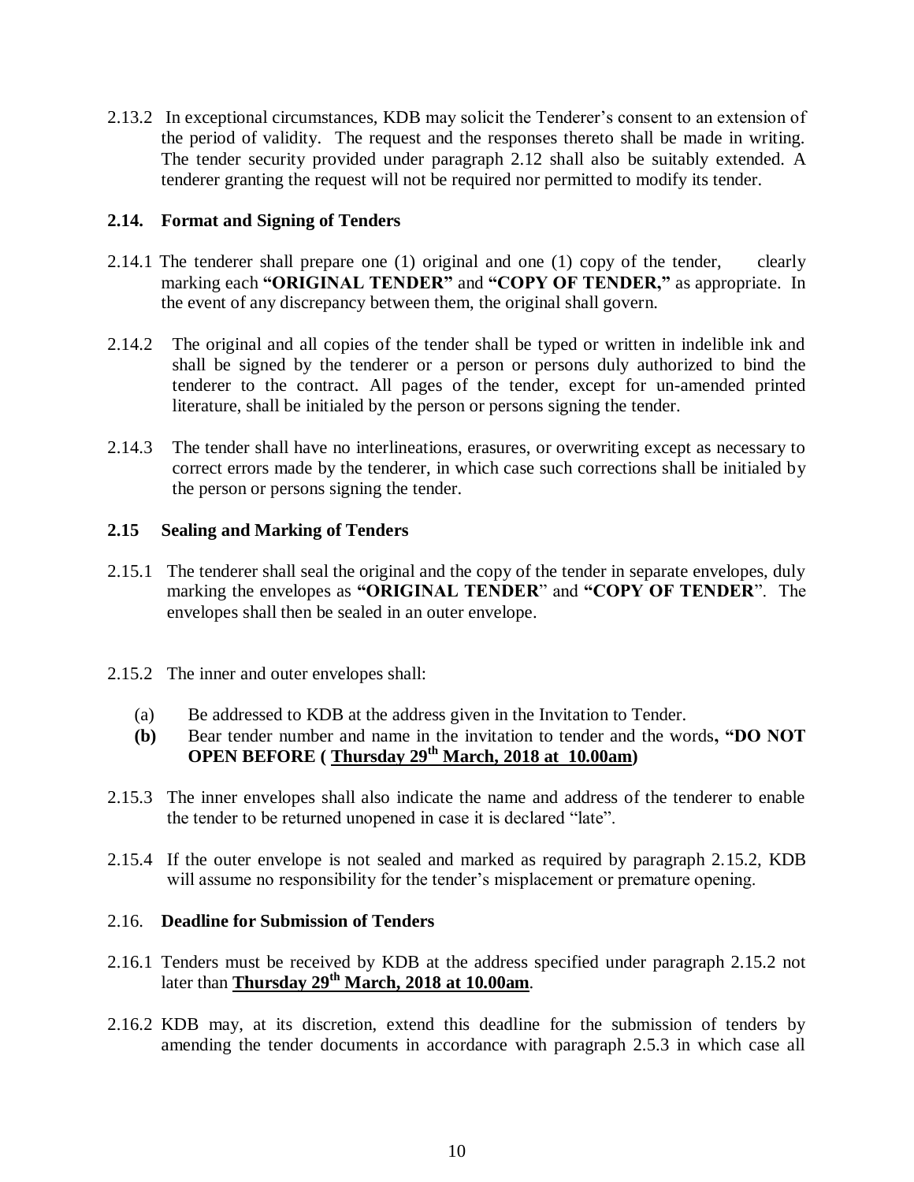2.13.2 In exceptional circumstances, KDB may solicit the Tenderer's consent to an extension of the period of validity. The request and the responses thereto shall be made in writing. The tender security provided under paragraph 2.12 shall also be suitably extended. A tenderer granting the request will not be required nor permitted to modify its tender.

### 2.14. Format and Signing of Tenders

2.14.1 The tenderer shall prepare one (1) original and one (1) copy of the tender, clearly marking each **"ORIGINAL TENDER"** and **"COPY OF TENDER,"** as appropriate. In the event of any discrepancy between them, the original shall govern.

2.14.2 The original and all copies of the tender shall be typed or written in indelible ink and shall be signed by the tenderer or a person or persons duly authorized to bind the tenderer to the contract. All pages of the tender, except for un-amended printed literature, shall be initialed by the person or persons signing the tender.

2.14.3 The tender shall have no interlineations, erasures, or overwriting except as necessary to correct errors made by the tenderer, in which case such corrections shall be initialed by the person or persons signing the tender.

### 2.15 Sealing and Marking of Tenders

2.15.1 The tenderer shall seal the original and the copy of the tender in separate envelopes, duly marking the envelopes as **"ORIGINAL TENDER"** and **"COPY OF TENDER"**. The envelopes shall then be sealed in an outer envelope.

2.15.2 The inner and outer envelopes shall:

(a) Be addressed to KDB at the address given in the Invitation to Tender.

**(b)** Bear tender number and name in the invitation to tender and the words**, "DO NOT OPEN BEFORE ( <u>Thursday 29th March, 2018 at 10.00am</u>)**

2.15.3 The inner envelopes shall also indicate the name and address of the tenderer to enable the tender to be returned unopened in case it is declared "late".

2.15.4 If the outer envelope is not sealed and marked as required by paragraph 2.15.2, KDB will assume no responsibility for the tender's misplacement or premature opening.

### 2.16. Deadline for Submission of Tenders

2.16.1 Tenders must be received by KDB at the address specified under paragraph 2.15.2 not later than **<u>Thursday 29th March, 2018 at 10.00am</u>**.

2.16.2 KDB may, at its discretion, extend this deadline for the submission of tenders by amending the tender documents in accordance with paragraph 2.5.3 in which case all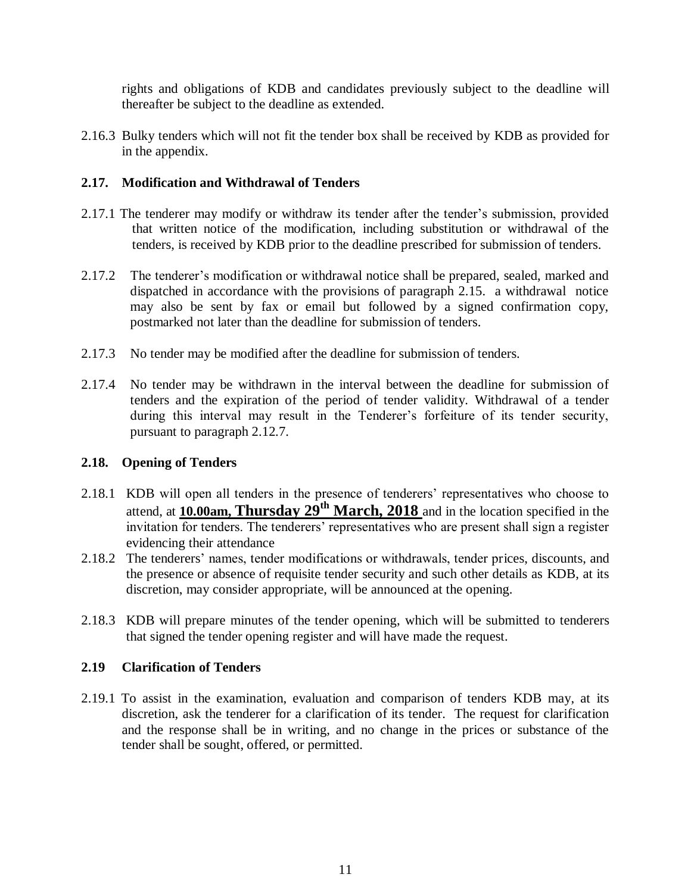rights and obligations of KDB and candidates previously subject to the deadline will thereafter be subject to the deadline as extended.

2.16.3 Bulky tenders which will not fit the tender box shall be received by KDB as provided for in the appendix.

**2.17. Modification and Withdrawal of Tenders**

2.17.1 The tenderer may modify or withdraw its tender after the tender's submission, provided that written notice of the modification, including substitution or withdrawal of the tenders, is received by KDB prior to the deadline prescribed for submission of tenders.

2.17.2 The tenderer's modification or withdrawal notice shall be prepared, sealed, marked and dispatched in accordance with the provisions of paragraph 2.15. a withdrawal notice may also be sent by fax or email but followed by a signed confirmation copy, postmarked not later than the deadline for submission of tenders.

2.17.3 No tender may be modified after the deadline for submission of tenders.

2.17.4 No tender may be withdrawn in the interval between the deadline for submission of tenders and the expiration of the period of tender validity. Withdrawal of a tender during this interval may result in the Tenderer's forfeiture of its tender security, pursuant to paragraph 2.12.7.

**2.18. Opening of Tenders**

2.18.1 KDB will open all tenders in the presence of tenderers' representatives who choose to attend, at **10.00am, Thursday 29th March, 2018** and in the location specified in the invitation for tenders. The tenderers' representatives who are present shall sign a register evidencing their attendance

2.18.2 The tenderers' names, tender modifications or withdrawals, tender prices, discounts, and the presence or absence of requisite tender security and such other details as KDB, at its discretion, may consider appropriate, will be announced at the opening.

2.18.3 KDB will prepare minutes of the tender opening, which will be submitted to tenderers that signed the tender opening register and will have made the request.

**2.19 Clarification of Tenders**

2.19.1 To assist in the examination, evaluation and comparison of tenders KDB may, at its discretion, ask the tenderer for a clarification of its tender. The request for clarification and the response shall be in writing, and no change in the prices or substance of the tender shall be sought, offered, or permitted.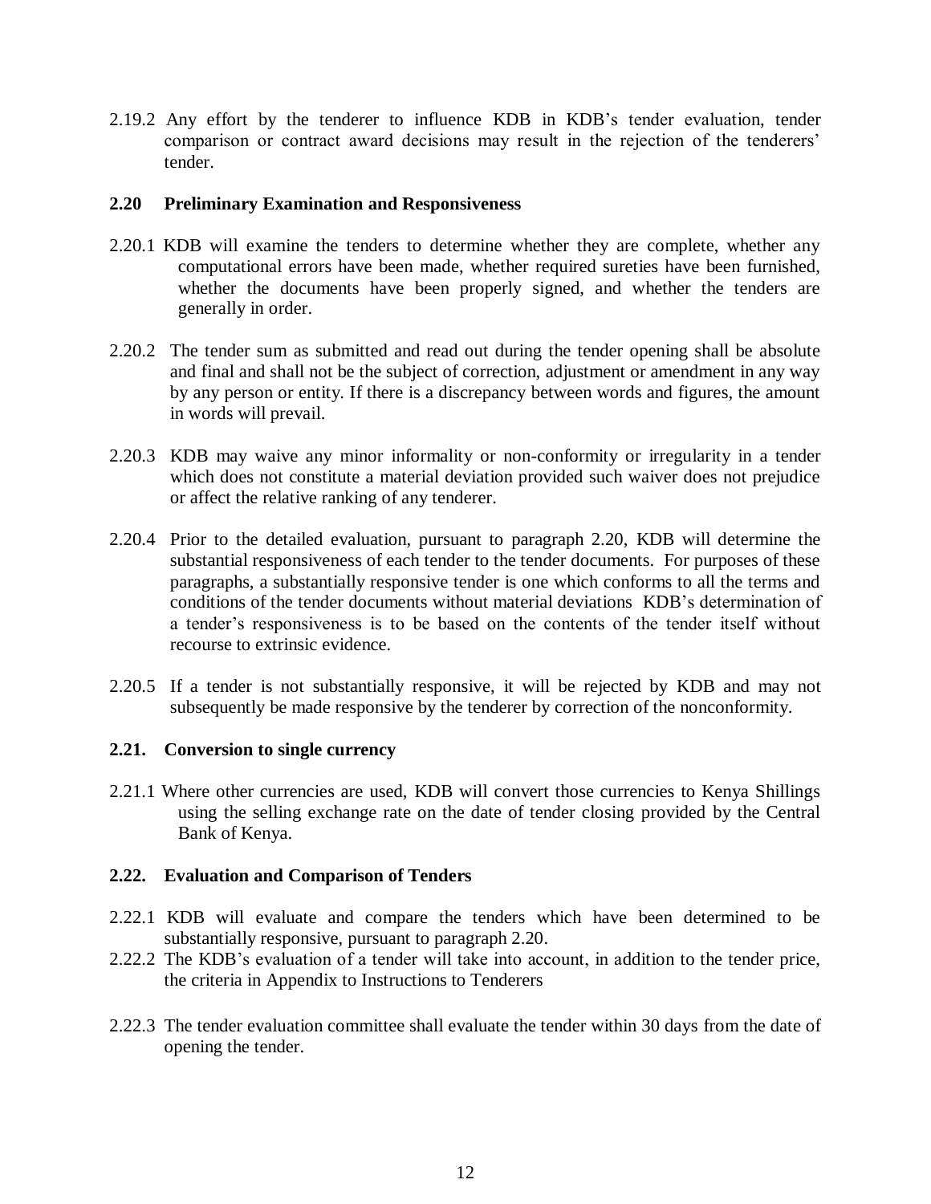2.19.2 Any effort by the tenderer to influence KDB in KDB's tender evaluation, tender comparison or contract award decisions may result in the rejection of the tenderers' tender.

**2.20 Preliminary Examination and Responsiveness**

2.20.1 KDB will examine the tenders to determine whether they are complete, whether any computational errors have been made, whether required sureties have been furnished, whether the documents have been properly signed, and whether the tenders are generally in order.

2.20.2 The tender sum as submitted and read out during the tender opening shall be absolute and final and shall not be the subject of correction, adjustment or amendment in any way by any person or entity. If there is a discrepancy between words and figures, the amount in words will prevail.

2.20.3 KDB may waive any minor informality or non-conformity or irregularity in a tender which does not constitute a material deviation provided such waiver does not prejudice or affect the relative ranking of any tenderer.

2.20.4 Prior to the detailed evaluation, pursuant to paragraph 2.20, KDB will determine the substantial responsiveness of each tender to the tender documents. For purposes of these paragraphs, a substantially responsive tender is one which conforms to all the terms and conditions of the tender documents without material deviations KDB's determination of a tender's responsiveness is to be based on the contents of the tender itself without recourse to extrinsic evidence.

2.20.5 If a tender is not substantially responsive, it will be rejected by KDB and may not subsequently be made responsive by the tenderer by correction of the nonconformity.

**2.21. Conversion to single currency**

2.21.1 Where other currencies are used, KDB will convert those currencies to Kenya Shillings using the selling exchange rate on the date of tender closing provided by the Central Bank of Kenya.

**2.22. Evaluation and Comparison of Tenders**

2.22.1 KDB will evaluate and compare the tenders which have been determined to be substantially responsive, pursuant to paragraph 2.20.

2.22.2 The KDB's evaluation of a tender will take into account, in addition to the tender price, the criteria in Appendix to Instructions to Tenderers

2.22.3 The tender evaluation committee shall evaluate the tender within 30 days from the date of opening the tender.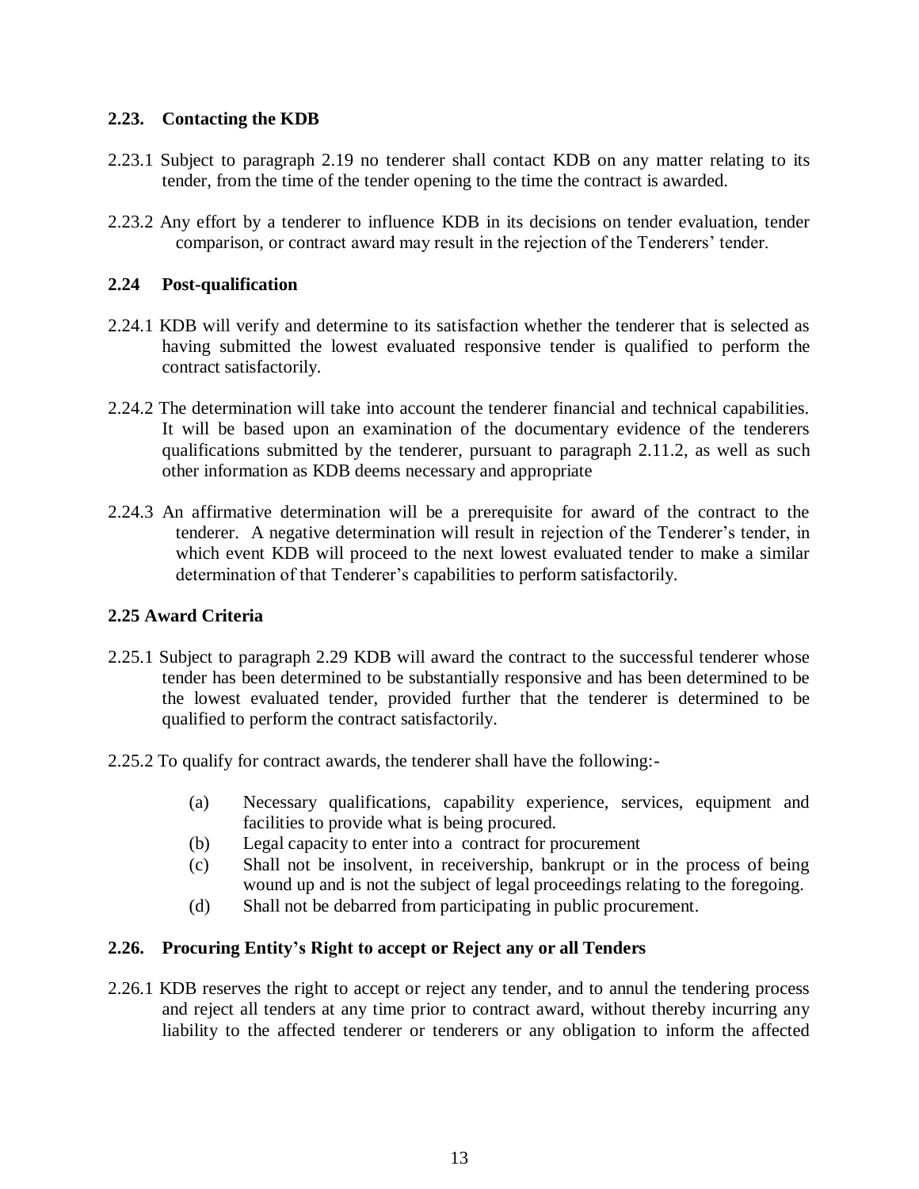### 2.23. Contacting the KDB

2.23.1 Subject to paragraph 2.19 no tenderer shall contact KDB on any matter relating to its tender, from the time of the tender opening to the time the contract is awarded.

2.23.2 Any effort by a tenderer to influence KDB in its decisions on tender evaluation, tender comparison, or contract award may result in the rejection of the Tenderers' tender.

### 2.24 Post-qualification

2.24.1 KDB will verify and determine to its satisfaction whether the tenderer that is selected as having submitted the lowest evaluated responsive tender is qualified to perform the contract satisfactorily.

2.24.2 The determination will take into account the tenderer financial and technical capabilities. It will be based upon an examination of the documentary evidence of the tenderers qualifications submitted by the tenderer, pursuant to paragraph 2.11.2, as well as such other information as KDB deems necessary and appropriate

2.24.3 An affirmative determination will be a prerequisite for award of the contract to the tenderer. A negative determination will result in rejection of the Tenderer's tender, in which event KDB will proceed to the next lowest evaluated tender to make a similar determination of that Tenderer's capabilities to perform satisfactorily.

### 2.25 Award Criteria

2.25.1 Subject to paragraph 2.29 KDB will award the contract to the successful tenderer whose tender has been determined to be substantially responsive and has been determined to be the lowest evaluated tender, provided further that the tenderer is determined to be qualified to perform the contract satisfactorily.

2.25.2 To qualify for contract awards, the tenderer shall have the following:-

(a) Necessary qualifications, capability experience, services, equipment and facilities to provide what is being procured.

(b) Legal capacity to enter into a contract for procurement

(c) Shall not be insolvent, in receivership, bankrupt or in the process of being wound up and is not the subject of legal proceedings relating to the foregoing.

(d) Shall not be debarred from participating in public procurement.

### 2.26. Procuring Entity's Right to accept or Reject any or all Tenders

2.26.1 KDB reserves the right to accept or reject any tender, and to annul the tendering process and reject all tenders at any time prior to contract award, without thereby incurring any liability to the affected tenderer or tenderers or any obligation to inform the affected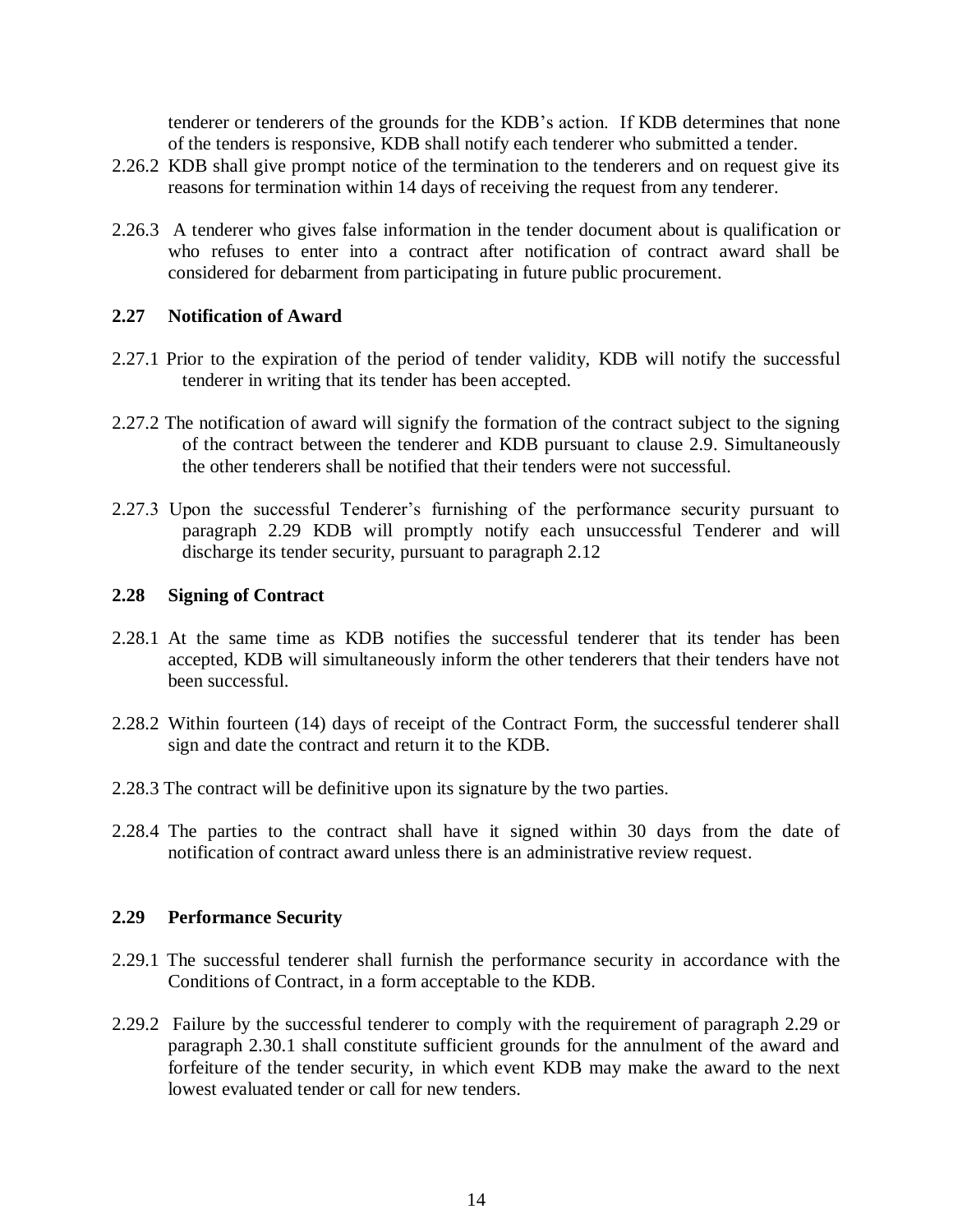tenderer or tenderers of the grounds for the KDB's action. If KDB determines that none of the tenders is responsive, KDB shall notify each tenderer who submitted a tender.

2.26.2 KDB shall give prompt notice of the termination to the tenderers and on request give its reasons for termination within 14 days of receiving the request from any tenderer.

2.26.3 A tenderer who gives false information in the tender document about is qualification or who refuses to enter into a contract after notification of contract award shall be considered for debarment from participating in future public procurement.

**2.27 Notification of Award**

2.27.1 Prior to the expiration of the period of tender validity, KDB will notify the successful tenderer in writing that its tender has been accepted.

2.27.2 The notification of award will signify the formation of the contract subject to the signing of the contract between the tenderer and KDB pursuant to clause 2.9. Simultaneously the other tenderers shall be notified that their tenders were not successful.

2.27.3 Upon the successful Tenderer's furnishing of the performance security pursuant to paragraph 2.29 KDB will promptly notify each unsuccessful Tenderer and will discharge its tender security, pursuant to paragraph 2.12

**2.28 Signing of Contract**

2.28.1 At the same time as KDB notifies the successful tenderer that its tender has been accepted, KDB will simultaneously inform the other tenderers that their tenders have not been successful.

2.28.2 Within fourteen (14) days of receipt of the Contract Form, the successful tenderer shall sign and date the contract and return it to the KDB.

2.28.3 The contract will be definitive upon its signature by the two parties.

2.28.4 The parties to the contract shall have it signed within 30 days from the date of notification of contract award unless there is an administrative review request.

**2.29 Performance Security**

2.29.1 The successful tenderer shall furnish the performance security in accordance with the Conditions of Contract, in a form acceptable to the KDB.

2.29.2 Failure by the successful tenderer to comply with the requirement of paragraph 2.29 or paragraph 2.30.1 shall constitute sufficient grounds for the annulment of the award and forfeiture of the tender security, in which event KDB may make the award to the next lowest evaluated tender or call for new tenders.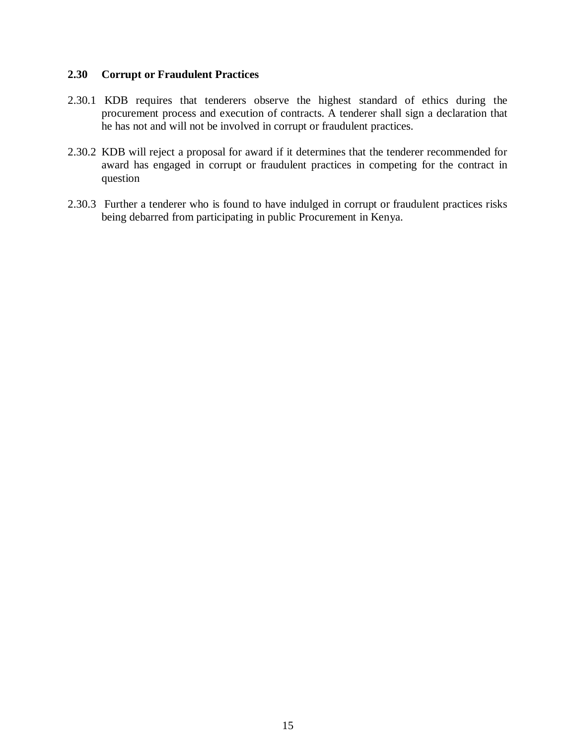### 2.30 Corrupt or Fraudulent Practices

2.30.1 KDB requires that tenderers observe the highest standard of ethics during the procurement process and execution of contracts. A tenderer shall sign a declaration that he has not and will not be involved in corrupt or fraudulent practices.

2.30.2 KDB will reject a proposal for award if it determines that the tenderer recommended for award has engaged in corrupt or fraudulent practices in competing for the contract in question

2.30.3 Further a tenderer who is found to have indulged in corrupt or fraudulent practices risks being debarred from participating in public Procurement in Kenya.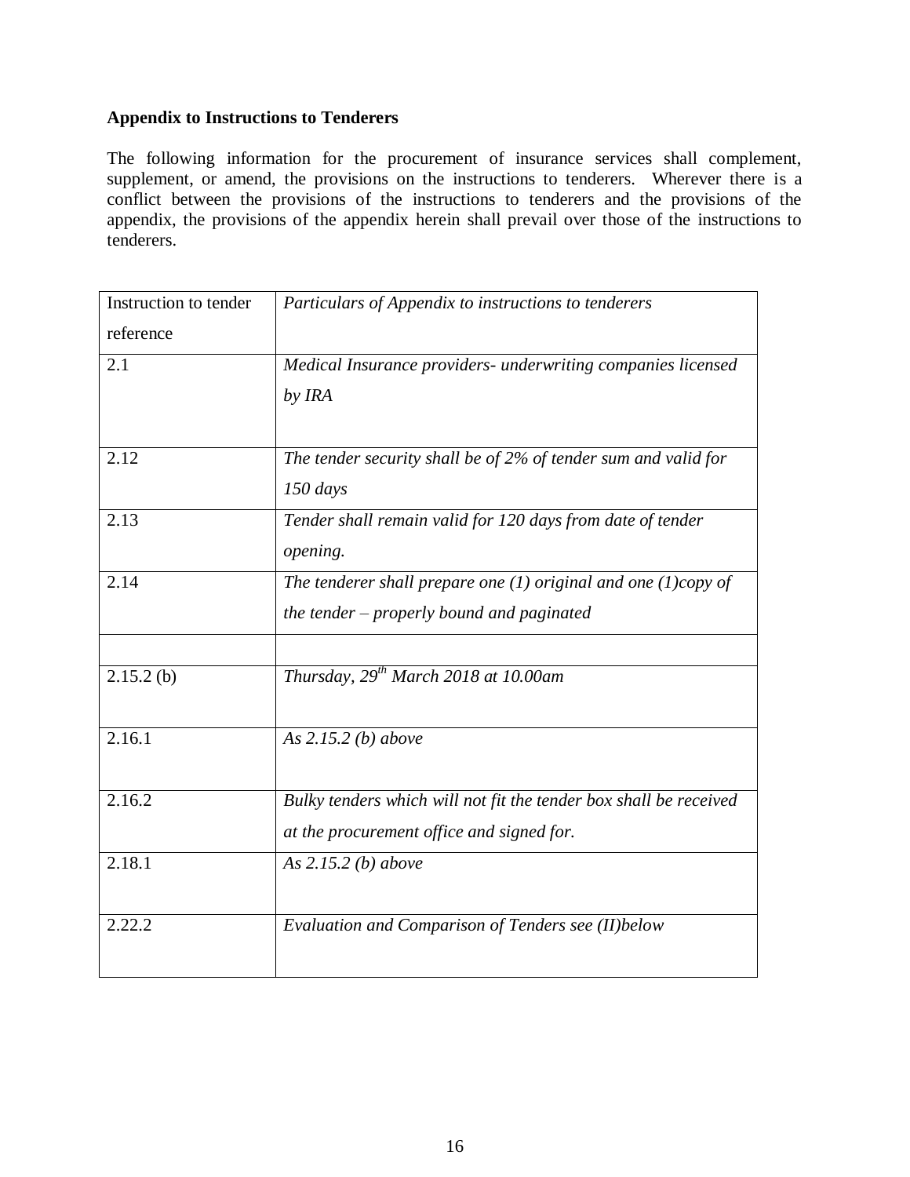**Appendix to Instructions to Tenderers**

The following information for the procurement of insurance services shall complement, supplement, or amend, the provisions on the instructions to tenderers. Wherever there is a conflict between the provisions of the instructions to tenderers and the provisions of the appendix, the provisions of the appendix herein shall prevail over those of the instructions to tenderers.

| Instruction to tender reference | *Particulars of Appendix to instructions to tenderers* |
|---|---|
| 2.1 | *Medical Insurance providers- underwriting companies licensed by IRA* |
| 2.12 | *The tender security shall be of 2% of tender sum and valid for 150 days* |
| 2.13 | *Tender shall remain valid for 120 days from date of tender opening.* |
| 2.14 | *The tenderer shall prepare one (1) original and one (1)copy of the tender – properly bound and paginated* |
| | |
| 2.15.2 (b) | *Thursday, 29th March 2018 at 10.00am* |
| 2.16.1 | *As 2.15.2 (b) above* |
| 2.16.2 | *Bulky tenders which will not fit the tender box shall be received at the procurement office and signed for.* |
| 2.18.1 | *As 2.15.2 (b) above* |
| 2.22.2 | *Evaluation and Comparison of Tenders see (II)below* |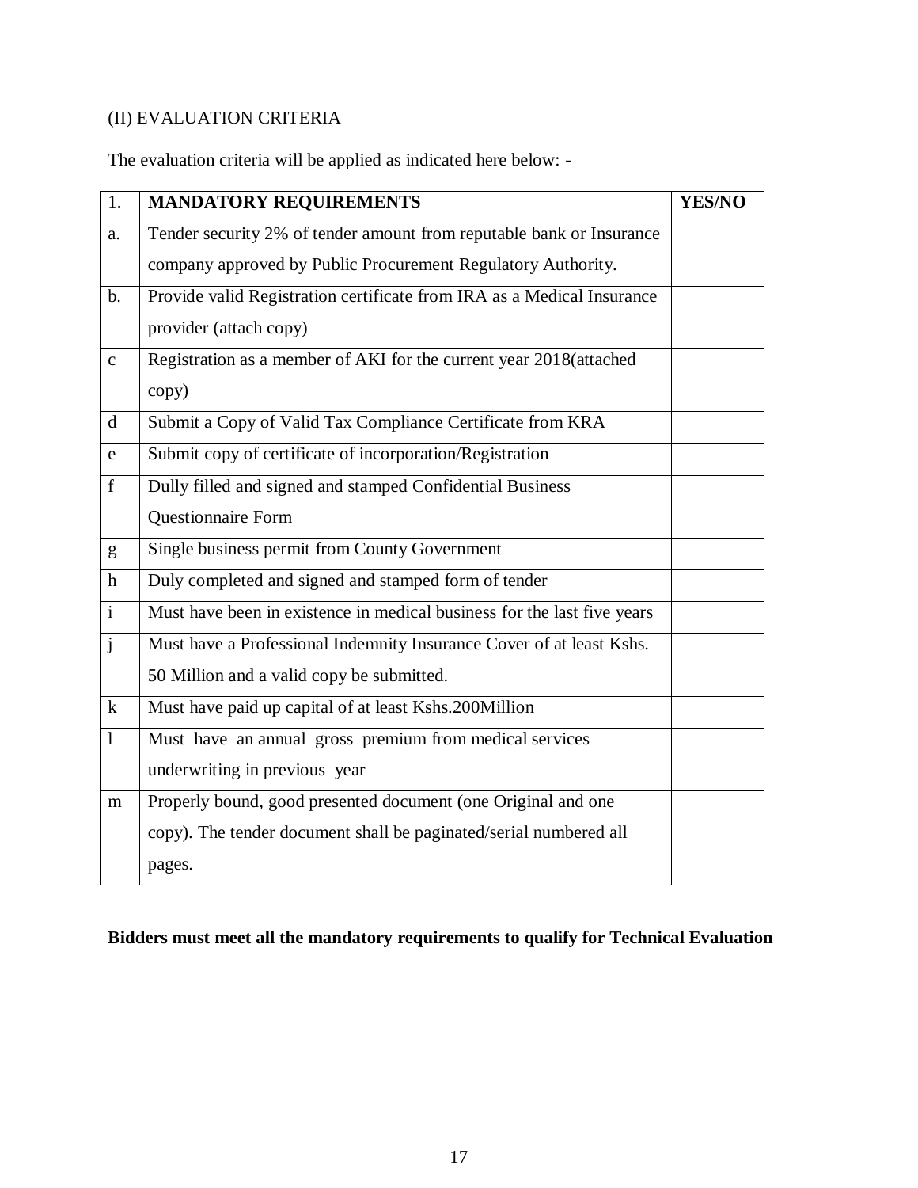(II) EVALUATION CRITERIA

The evaluation criteria will be applied as indicated here below: -

| 1. | **MANDATORY REQUIREMENTS** | **YES/NO** |
|---|---|---|
| a. | Tender security 2% of tender amount from reputable bank or Insurance company approved by Public Procurement Regulatory Authority. | |
| b. | Provide valid Registration certificate from IRA as a Medical Insurance provider (attach copy) | |
| c | Registration as a member of AKI for the current year 2018(attached copy) | |
| d | Submit a Copy of Valid Tax Compliance Certificate from KRA | |
| e | Submit copy of certificate of incorporation/Registration | |
| f | Dully filled and signed and stamped Confidential Business Questionnaire Form | |
| g | Single business permit from County Government | |
| h | Duly completed and signed and stamped form of tender | |
| i | Must have been in existence in medical business for the last five years | |
| j | Must have a Professional Indemnity Insurance Cover of at least Kshs. 50 Million and a valid copy be submitted. | |
| k | Must have paid up capital of at least Kshs.200Million | |
| l | Must have an annual gross premium from medical services underwriting in previous year | |
| m | Properly bound, good presented document (one Original and one copy). The tender document shall be paginated/serial numbered all pages. | |

**Bidders must meet all the mandatory requirements to qualify for Technical Evaluation**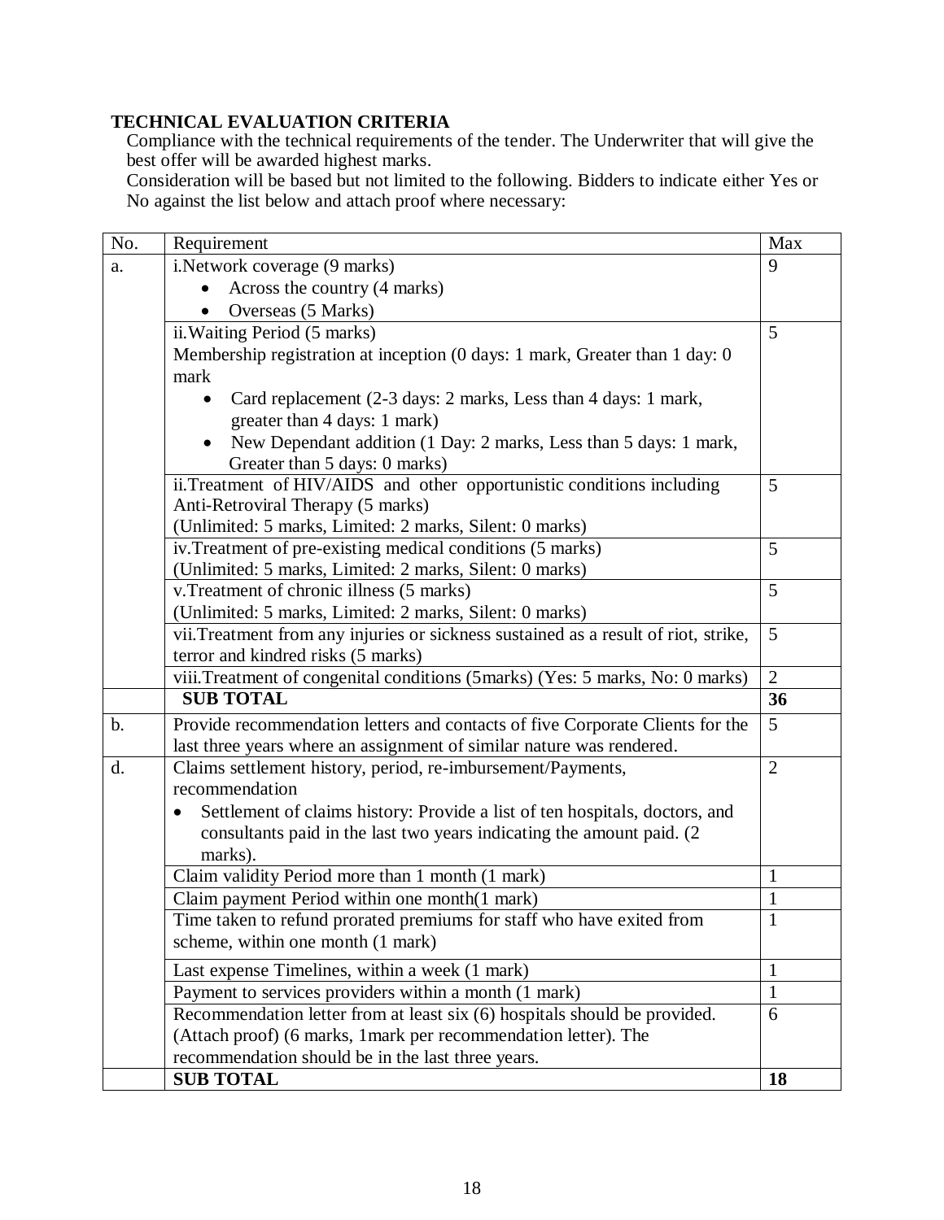**TECHNICAL EVALUATION CRITERIA**

Compliance with the technical requirements of the tender. The Underwriter that will give the best offer will be awarded highest marks.

Consideration will be based but not limited to the following. Bidders to indicate either Yes or No against the list below and attach proof where necessary:

| No. | Requirement | Max |
|---|---|---|
| a. | i.Network coverage (9 marks)<br>• Across the country (4 marks)<br>• Overseas (5 Marks) | 9 |
| | ii.Waiting Period (5 marks)<br>Membership registration at inception (0 days: 1 mark, Greater than 1 day: 0 mark<br>• Card replacement (2-3 days: 2 marks, Less than 4 days: 1 mark, greater than 4 days: 1 mark)<br>• New Dependant addition (1 Day: 2 marks, Less than 5 days: 1 mark, Greater than 5 days: 0 marks) | 5 |
| | ii.Treatment of HIV/AIDS and other opportunistic conditions including Anti-Retroviral Therapy (5 marks)<br>(Unlimited: 5 marks, Limited: 2 marks, Silent: 0 marks) | 5 |
| | iv.Treatment of pre-existing medical conditions (5 marks)<br>(Unlimited: 5 marks, Limited: 2 marks, Silent: 0 marks) | 5 |
| | v.Treatment of chronic illness (5 marks)<br>(Unlimited: 5 marks, Limited: 2 marks, Silent: 0 marks) | 5 |
| | vii.Treatment from any injuries or sickness sustained as a result of riot, strike, terror and kindred risks (5 marks) | 5 |
| | viii.Treatment of congenital conditions (5marks) (Yes: 5 marks, No: 0 marks) | 2 |
| | **SUB TOTAL** | **36** |
| b. | Provide recommendation letters and contacts of five Corporate Clients for the last three years where an assignment of similar nature was rendered. | 5 |
| d. | Claims settlement history, period, re-imbursement/Payments, recommendation<br>• Settlement of claims history: Provide a list of ten hospitals, doctors, and consultants paid in the last two years indicating the amount paid. (2 marks). | 2 |
| | Claim validity Period more than 1 month (1 mark) | 1 |
| | Claim payment Period within one month(1 mark) | 1 |
| | Time taken to refund prorated premiums for staff who have exited from scheme, within one month (1 mark) | 1 |
| | Last expense Timelines, within a week (1 mark) | 1 |
| | Payment to services providers within a month (1 mark) | 1 |
| | Recommendation letter from at least six (6) hospitals should be provided. (Attach proof) (6 marks, 1mark per recommendation letter). The recommendation should be in the last three years. | 6 |
| | **SUB TOTAL** | **18** |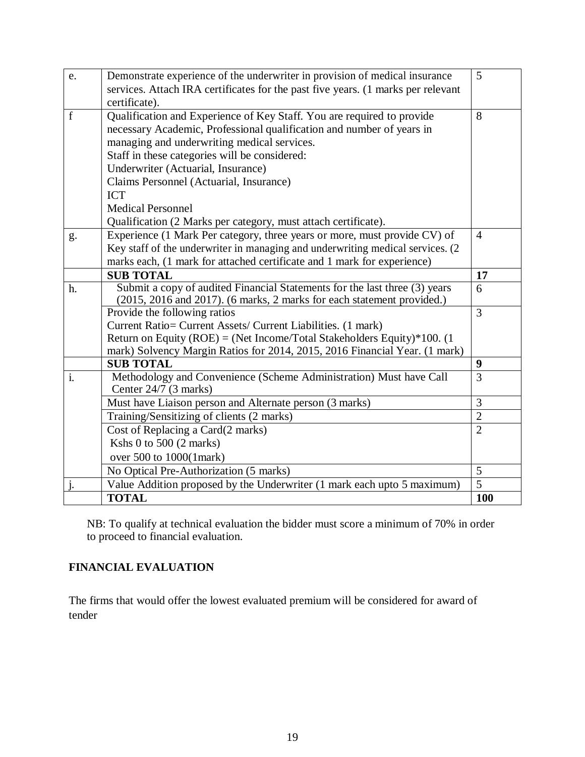| | | |
|---|---|---|
| e. | Demonstrate experience of the underwriter in provision of medical insurance services. Attach IRA certificates for the past five years. (1 marks per relevant certificate). | 5 |
| f | Qualification and Experience of Key Staff. You are required to provide necessary Academic, Professional qualification and number of years in managing and underwriting medical services.<br>Staff in these categories will be considered:<br>Underwriter (Actuarial, Insurance)<br>Claims Personnel (Actuarial, Insurance)<br>ICT<br>Medical Personnel<br>Qualification (2 Marks per category, must attach certificate). | 8 |
| g. | Experience (1 Mark Per category, three years or more, must provide CV) of Key staff of the underwriter in managing and underwriting medical services. (2 marks each, (1 mark for attached certificate and 1 mark for experience) | 4 |
| | **SUB TOTAL** | **17** |
| h. | Submit a copy of audited Financial Statements for the last three (3) years (2015, 2016 and 2017). (6 marks, 2 marks for each statement provided.) | 6 |
| | Provide the following ratios<br>Current Ratio= Current Assets/ Current Liabilities. (1 mark)<br>Return on Equity (ROE) = (Net Income/Total Stakeholders Equity)*100. (1 mark) Solvency Margin Ratios for 2014, 2015, 2016 Financial Year. (1 mark) | 3 |
| | **SUB TOTAL** | **9** |
| i. | Methodology and Convenience (Scheme Administration) Must have Call Center 24/7 (3 marks) | 3 |
| | Must have Liaison person and Alternate person (3 marks) | 3 |
| | Training/Sensitizing of clients (2 marks) | 2 |
| | Cost of Replacing a Card(2 marks)<br>Kshs 0 to 500 (2 marks)<br>over 500 to 1000(1mark) | 2 |
| | No Optical Pre-Authorization (5 marks) | 5 |
| j. | Value Addition proposed by the Underwriter (1 mark each upto 5 maximum) | 5 |
| | **TOTAL** | **100** |

NB: To qualify at technical evaluation the bidder must score a minimum of 70% in order to proceed to financial evaluation.

**FINANCIAL EVALUATION**

The firms that would offer the lowest evaluated premium will be considered for award of tender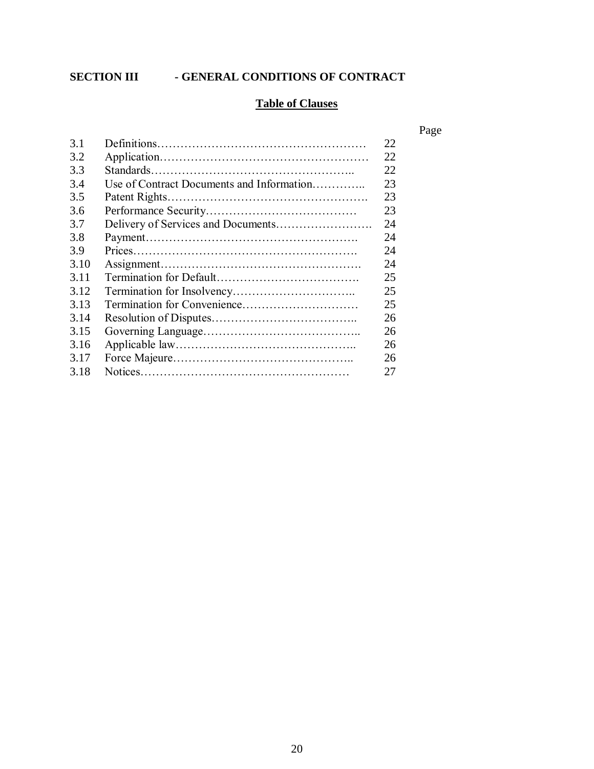## SECTION III - GENERAL CONDITIONS OF CONTRACT

### Table of Clauses

| | | Page |
|---|---|---|
| 3.1 | Definitions | 22 |
| 3.2 | Application | 22 |
| 3.3 | Standards | 22 |
| 3.4 | Use of Contract Documents and Information | 23 |
| 3.5 | Patent Rights | 23 |
| 3.6 | Performance Security | 23 |
| 3.7 | Delivery of Services and Documents | 24 |
| 3.8 | Payment | 24 |
| 3.9 | Prices | 24 |
| 3.10 | Assignment | 24 |
| 3.11 | Termination for Default | 25 |
| 3.12 | Termination for Insolvency | 25 |
| 3.13 | Termination for Convenience | 25 |
| 3.14 | Resolution of Disputes | 26 |
| 3.15 | Governing Language | 26 |
| 3.16 | Applicable law | 26 |
| 3.17 | Force Majeure | 26 |
| 3.18 | Notices | 27 |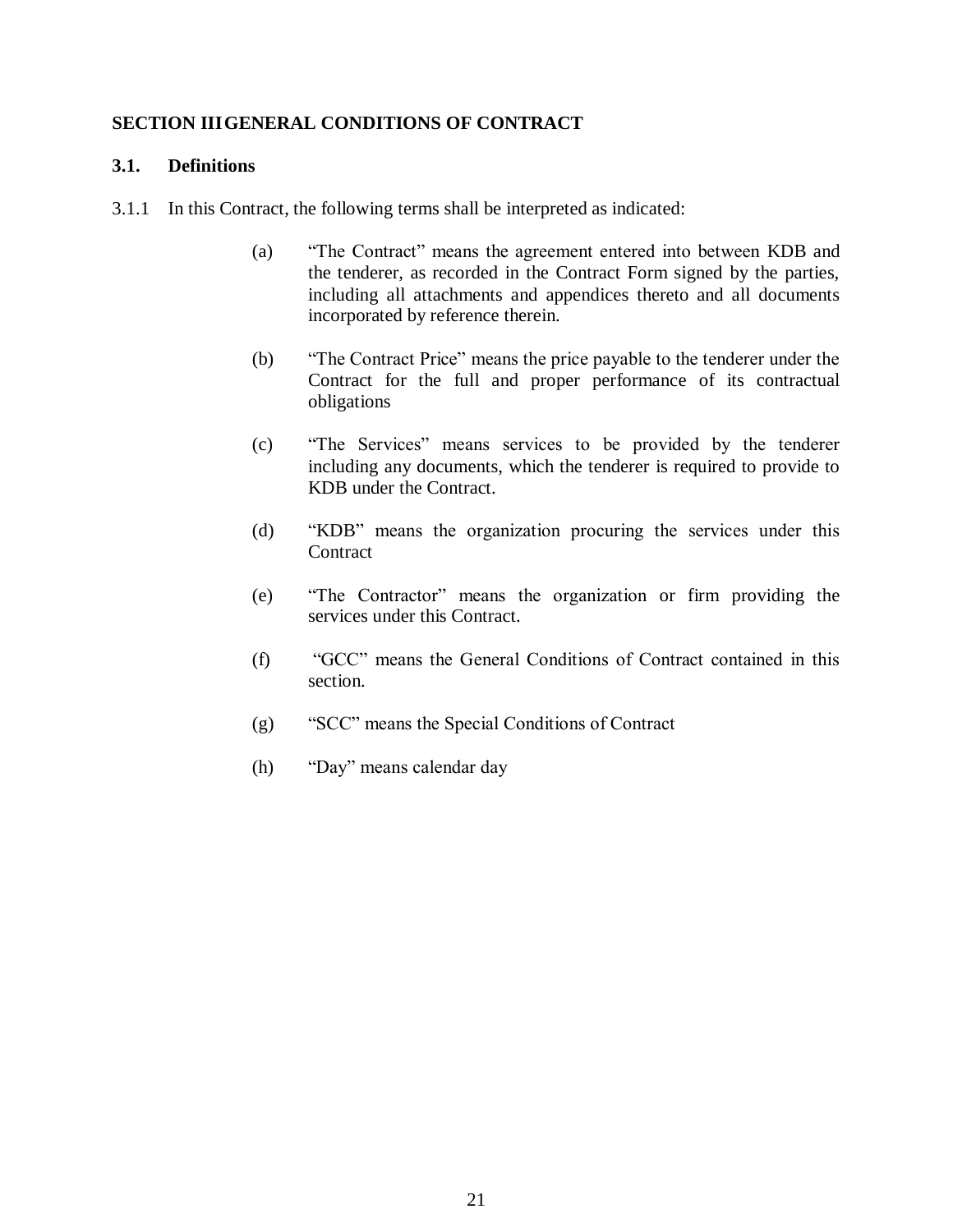## SECTION III GENERAL CONDITIONS OF CONTRACT

### 3.1. Definitions

3.1.1 In this Contract, the following terms shall be interpreted as indicated:

(a) "The Contract" means the agreement entered into between KDB and the tenderer, as recorded in the Contract Form signed by the parties, including all attachments and appendices thereto and all documents incorporated by reference therein.

(b) "The Contract Price" means the price payable to the tenderer under the Contract for the full and proper performance of its contractual obligations

(c) "The Services" means services to be provided by the tenderer including any documents, which the tenderer is required to provide to KDB under the Contract.

(d) "KDB" means the organization procuring the services under this Contract

(e) "The Contractor" means the organization or firm providing the services under this Contract.

(f) "GCC" means the General Conditions of Contract contained in this section.

(g) "SCC" means the Special Conditions of Contract

(h) "Day" means calendar day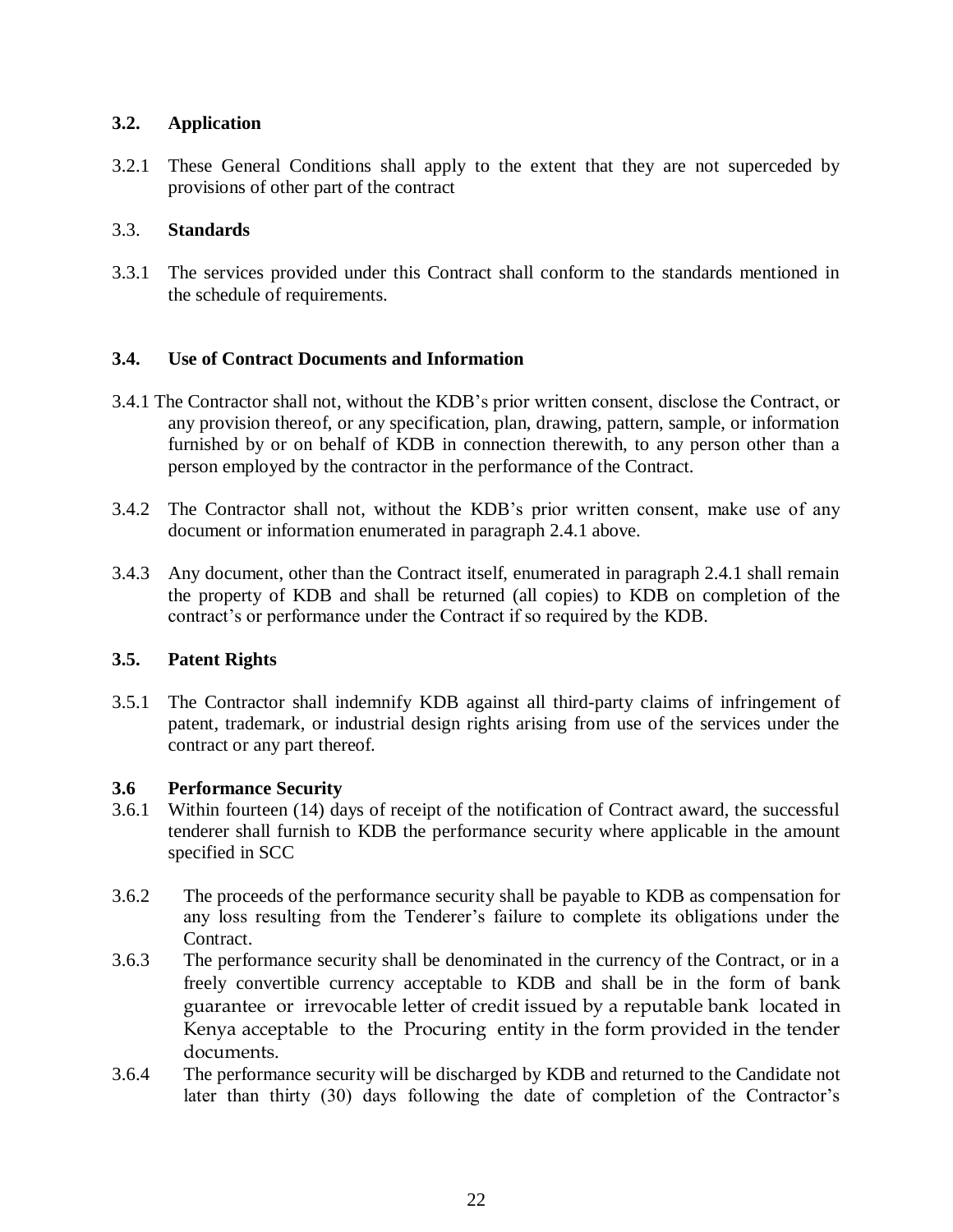### 3.2. Application

3.2.1 These General Conditions shall apply to the extent that they are not superceded by provisions of other part of the contract

### 3.3. Standards

3.3.1 The services provided under this Contract shall conform to the standards mentioned in the schedule of requirements.

### 3.4. Use of Contract Documents and Information

3.4.1 The Contractor shall not, without the KDB's prior written consent, disclose the Contract, or any provision thereof, or any specification, plan, drawing, pattern, sample, or information furnished by or on behalf of KDB in connection therewith, to any person other than a person employed by the contractor in the performance of the Contract.

3.4.2 The Contractor shall not, without the KDB's prior written consent, make use of any document or information enumerated in paragraph 2.4.1 above.

3.4.3 Any document, other than the Contract itself, enumerated in paragraph 2.4.1 shall remain the property of KDB and shall be returned (all copies) to KDB on completion of the contract's or performance under the Contract if so required by the KDB.

### 3.5. Patent Rights

3.5.1 The Contractor shall indemnify KDB against all third-party claims of infringement of patent, trademark, or industrial design rights arising from use of the services under the contract or any part thereof.

### 3.6 Performance Security

3.6.1 Within fourteen (14) days of receipt of the notification of Contract award, the successful tenderer shall furnish to KDB the performance security where applicable in the amount specified in SCC

3.6.2 The proceeds of the performance security shall be payable to KDB as compensation for any loss resulting from the Tenderer's failure to complete its obligations under the Contract.

3.6.3 The performance security shall be denominated in the currency of the Contract, or in a freely convertible currency acceptable to KDB and shall be in the form of bank guarantee or irrevocable letter of credit issued by a reputable bank located in Kenya acceptable to the Procuring entity in the form provided in the tender documents.

3.6.4 The performance security will be discharged by KDB and returned to the Candidate not later than thirty (30) days following the date of completion of the Contractor's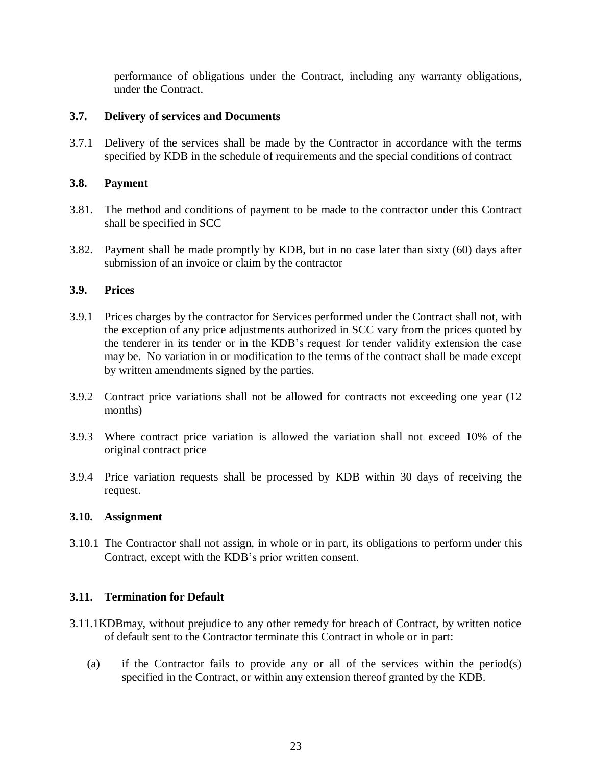performance of obligations under the Contract, including any warranty obligations, under the Contract.

### 3.7. Delivery of services and Documents

3.7.1 Delivery of the services shall be made by the Contractor in accordance with the terms specified by KDB in the schedule of requirements and the special conditions of contract

### 3.8. Payment

3.81. The method and conditions of payment to be made to the contractor under this Contract shall be specified in SCC

3.82. Payment shall be made promptly by KDB, but in no case later than sixty (60) days after submission of an invoice or claim by the contractor

### 3.9. Prices

3.9.1 Prices charges by the contractor for Services performed under the Contract shall not, with the exception of any price adjustments authorized in SCC vary from the prices quoted by the tenderer in its tender or in the KDB's request for tender validity extension the case may be. No variation in or modification to the terms of the contract shall be made except by written amendments signed by the parties.

3.9.2 Contract price variations shall not be allowed for contracts not exceeding one year (12 months)

3.9.3 Where contract price variation is allowed the variation shall not exceed 10% of the original contract price

3.9.4 Price variation requests shall be processed by KDB within 30 days of receiving the request.

### 3.10. Assignment

3.10.1 The Contractor shall not assign, in whole or in part, its obligations to perform under this Contract, except with the KDB's prior written consent.

### 3.11. Termination for Default

3.11.1KDBmay, without prejudice to any other remedy for breach of Contract, by written notice of default sent to the Contractor terminate this Contract in whole or in part:

(a) if the Contractor fails to provide any or all of the services within the period(s) specified in the Contract, or within any extension thereof granted by the KDB.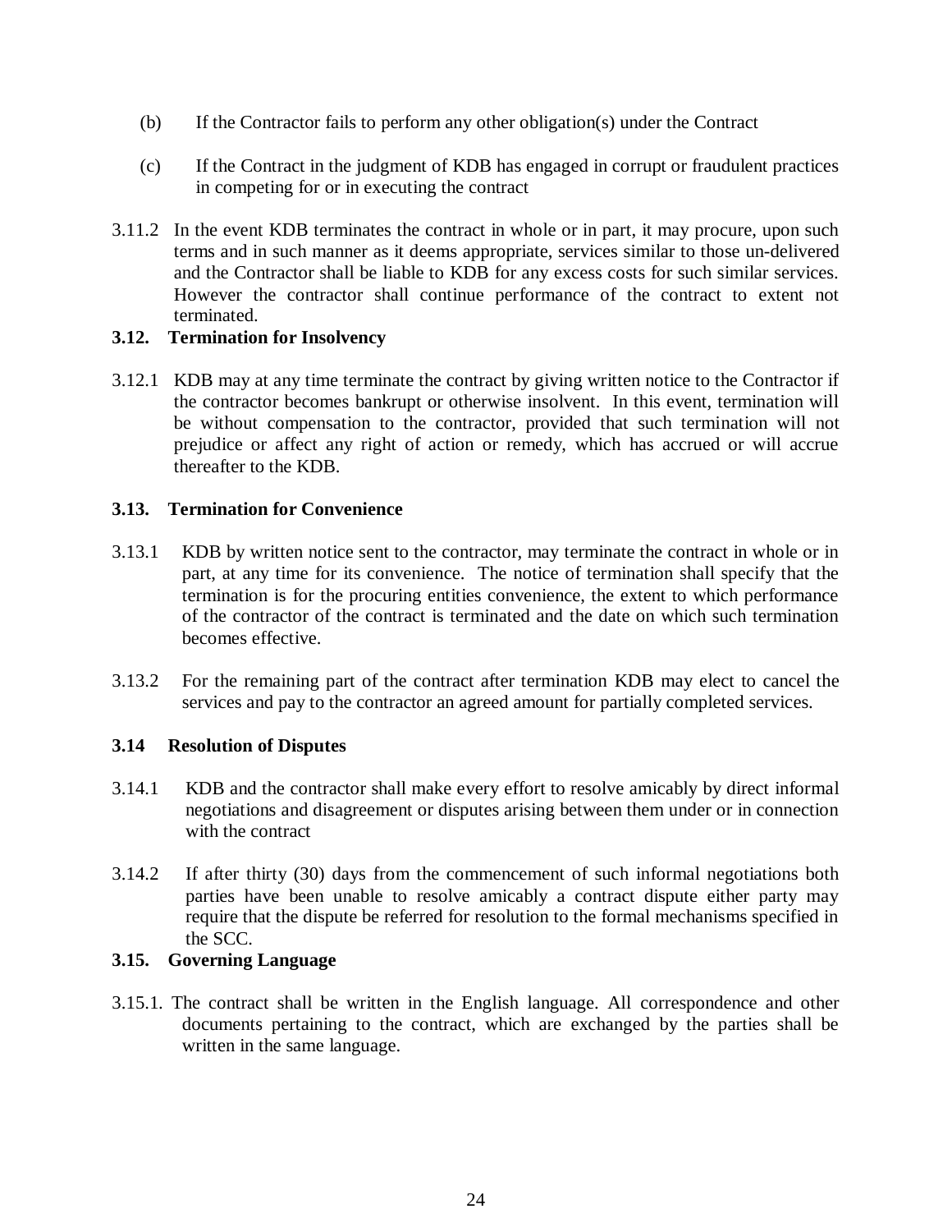(b) If the Contractor fails to perform any other obligation(s) under the Contract

(c) If the Contract in the judgment of KDB has engaged in corrupt or fraudulent practices in competing for or in executing the contract

3.11.2 In the event KDB terminates the contract in whole or in part, it may procure, upon such terms and in such manner as it deems appropriate, services similar to those un-delivered and the Contractor shall be liable to KDB for any excess costs for such similar services. However the contractor shall continue performance of the contract to extent not terminated.

**3.12. Termination for Insolvency**

3.12.1 KDB may at any time terminate the contract by giving written notice to the Contractor if the contractor becomes bankrupt or otherwise insolvent. In this event, termination will be without compensation to the contractor, provided that such termination will not prejudice or affect any right of action or remedy, which has accrued or will accrue thereafter to the KDB.

**3.13. Termination for Convenience**

3.13.1 KDB by written notice sent to the contractor, may terminate the contract in whole or in part, at any time for its convenience. The notice of termination shall specify that the termination is for the procuring entities convenience, the extent to which performance of the contractor of the contract is terminated and the date on which such termination becomes effective.

3.13.2 For the remaining part of the contract after termination KDB may elect to cancel the services and pay to the contractor an agreed amount for partially completed services.

**3.14 Resolution of Disputes**

3.14.1 KDB and the contractor shall make every effort to resolve amicably by direct informal negotiations and disagreement or disputes arising between them under or in connection with the contract

3.14.2 If after thirty (30) days from the commencement of such informal negotiations both parties have been unable to resolve amicably a contract dispute either party may require that the dispute be referred for resolution to the formal mechanisms specified in the SCC.

**3.15. Governing Language**

3.15.1. The contract shall be written in the English language. All correspondence and other documents pertaining to the contract, which are exchanged by the parties shall be written in the same language.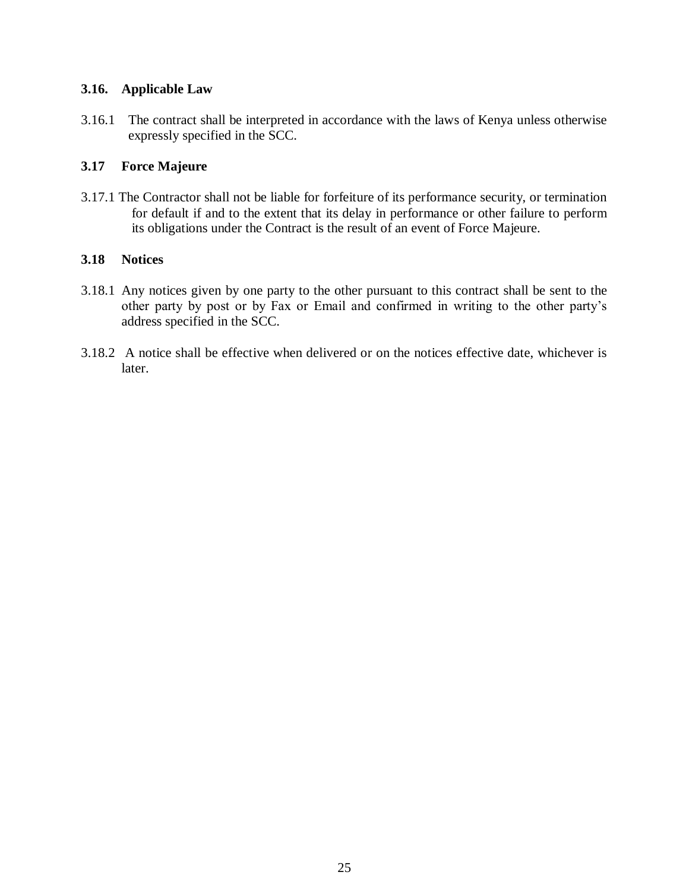### 3.16. Applicable Law

3.16.1 The contract shall be interpreted in accordance with the laws of Kenya unless otherwise expressly specified in the SCC.

### 3.17 Force Majeure

3.17.1 The Contractor shall not be liable for forfeiture of its performance security, or termination for default if and to the extent that its delay in performance or other failure to perform its obligations under the Contract is the result of an event of Force Majeure.

### 3.18 Notices

3.18.1 Any notices given by one party to the other pursuant to this contract shall be sent to the other party by post or by Fax or Email and confirmed in writing to the other party's address specified in the SCC.

3.18.2 A notice shall be effective when delivered or on the notices effective date, whichever is later.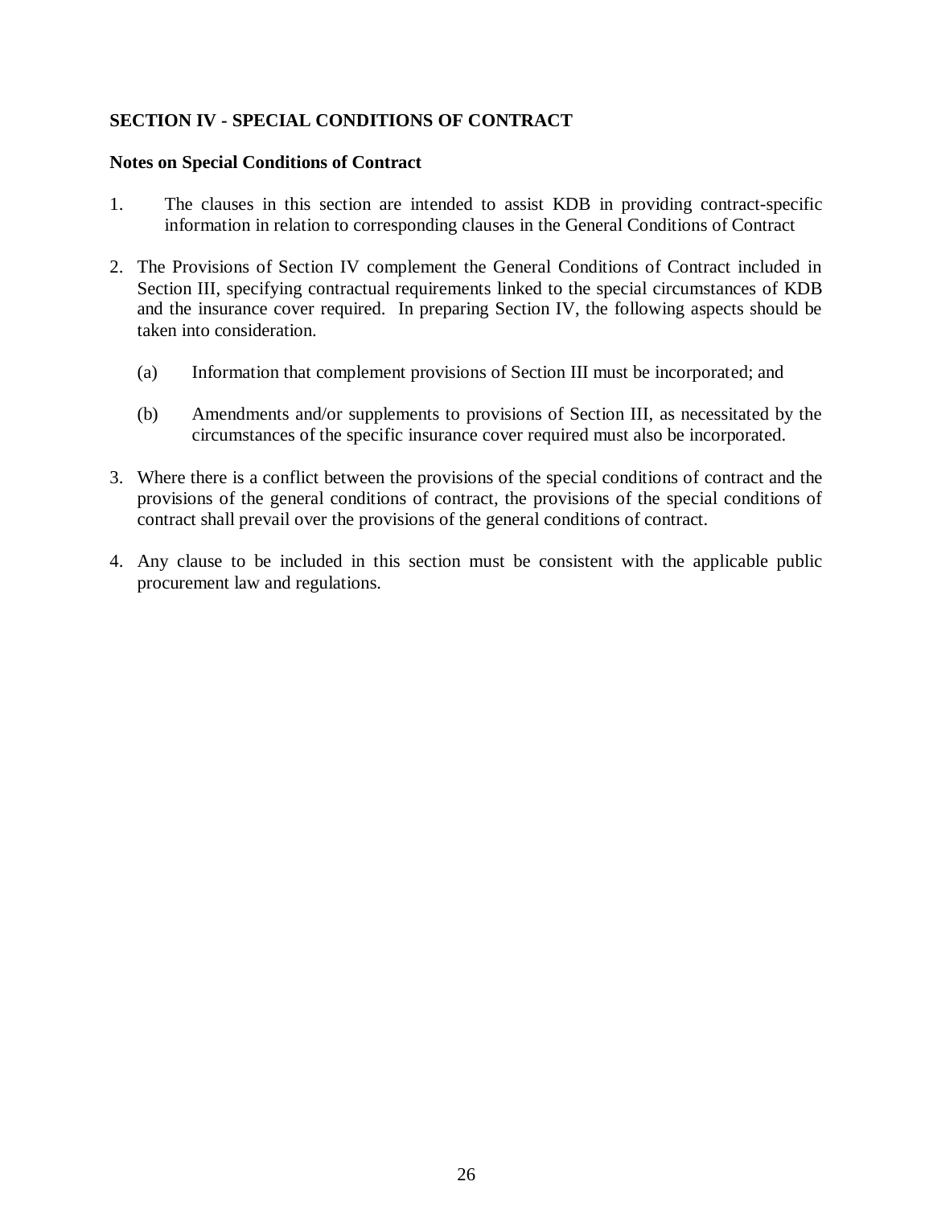## SECTION IV - SPECIAL CONDITIONS OF CONTRACT

### Notes on Special Conditions of Contract

1. The clauses in this section are intended to assist KDB in providing contract-specific information in relation to corresponding clauses in the General Conditions of Contract

2. The Provisions of Section IV complement the General Conditions of Contract included in Section III, specifying contractual requirements linked to the special circumstances of KDB and the insurance cover required. In preparing Section IV, the following aspects should be taken into consideration.

   (a) Information that complement provisions of Section III must be incorporated; and

   (b) Amendments and/or supplements to provisions of Section III, as necessitated by the circumstances of the specific insurance cover required must also be incorporated.

3. Where there is a conflict between the provisions of the special conditions of contract and the provisions of the general conditions of contract, the provisions of the special conditions of contract shall prevail over the provisions of the general conditions of contract.

4. Any clause to be included in this section must be consistent with the applicable public procurement law and regulations.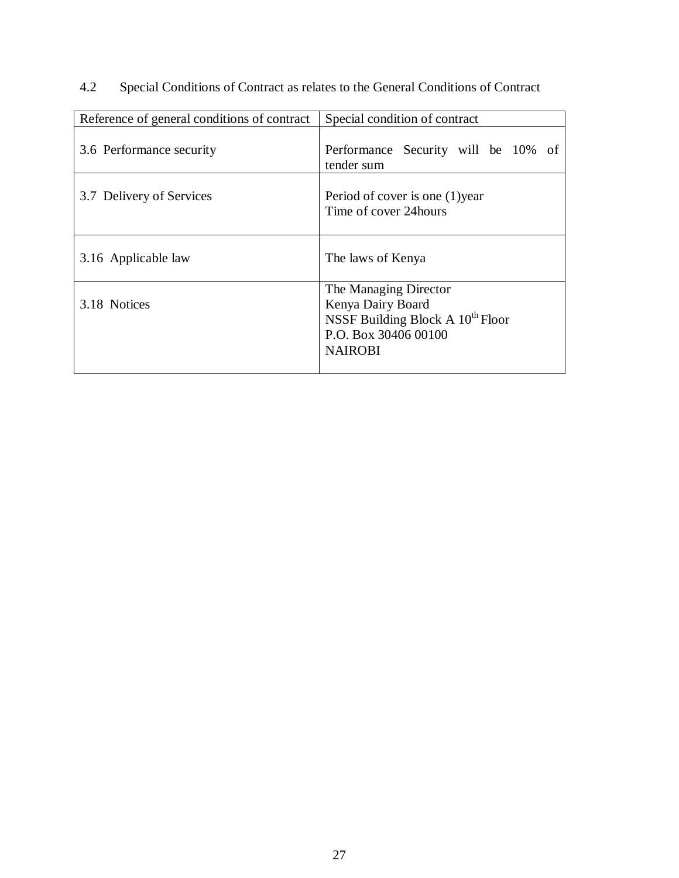## 4.2 Special Conditions of Contract as relates to the General Conditions of Contract

| Reference of general conditions of contract | Special condition of contract |
|---|---|
| 3.6 Performance security | Performance Security will be 10% of tender sum |
| 3.7 Delivery of Services | Period of cover is one (1)year<br>Time of cover 24hours |
| 3.16 Applicable law | The laws of Kenya |
| 3.18 Notices | The Managing Director<br>Kenya Dairy Board<br>NSSF Building Block A 10th Floor<br>P.O. Box 30406 00100<br>NAIROBI |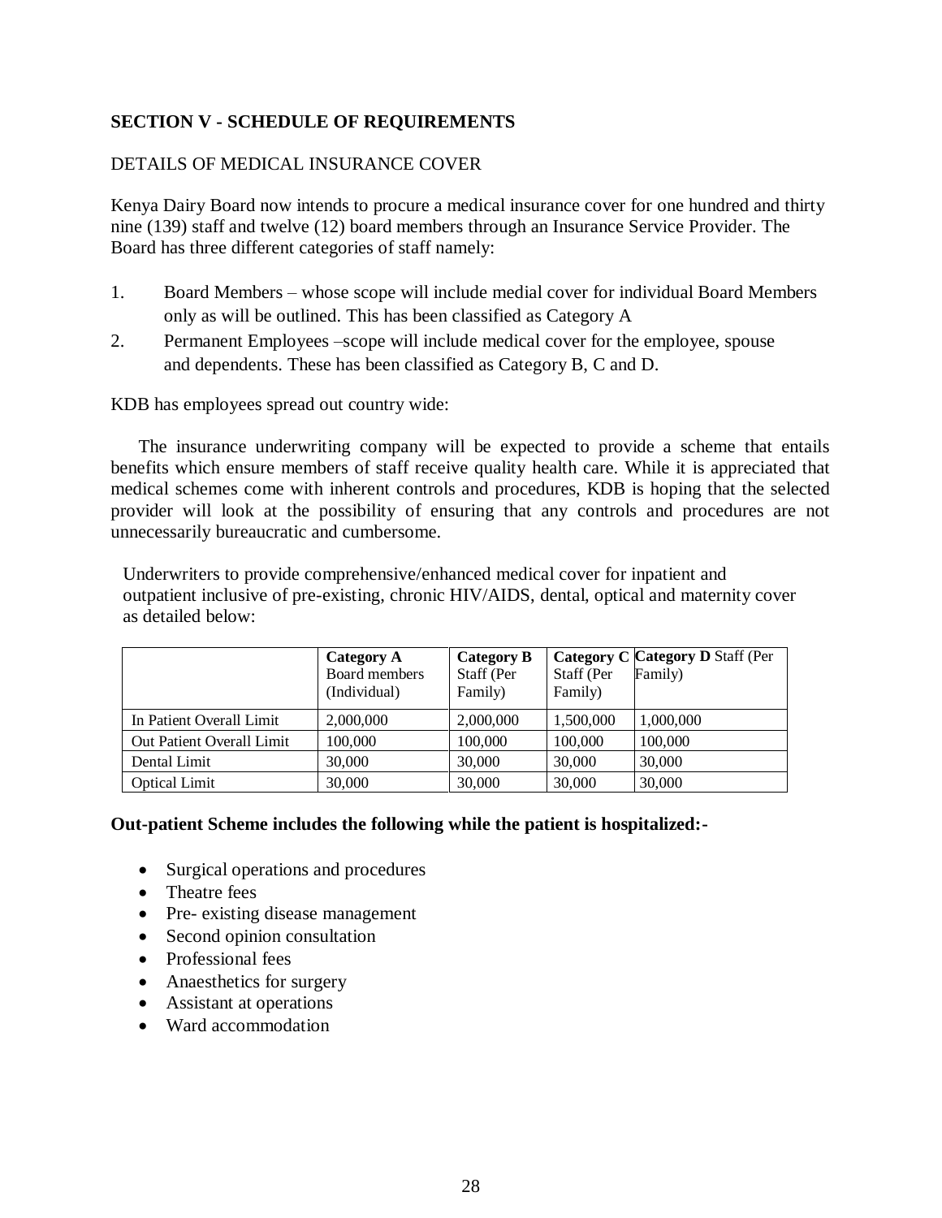**SECTION V - SCHEDULE OF REQUIREMENTS**

DETAILS OF MEDICAL INSURANCE COVER

Kenya Dairy Board now intends to procure a medical insurance cover for one hundred and thirty nine (139) staff and twelve (12) board members through an Insurance Service Provider. The Board has three different categories of staff namely:

1. Board Members – whose scope will include medial cover for individual Board Members only as will be outlined. This has been classified as Category A
2. Permanent Employees –scope will include medical cover for the employee, spouse and dependents. These has been classified as Category B, C and D.

KDB has employees spread out country wide:

The insurance underwriting company will be expected to provide a scheme that entails benefits which ensure members of staff receive quality health care. While it is appreciated that medical schemes come with inherent controls and procedures, KDB is hoping that the selected provider will look at the possibility of ensuring that any controls and procedures are not unnecessarily bureaucratic and cumbersome.

Underwriters to provide comprehensive/enhanced medical cover for inpatient and outpatient inclusive of pre-existing, chronic HIV/AIDS, dental, optical and maternity cover as detailed below:

| | **Category A** Board members (Individual) | **Category B** Staff (Per Family) | **Category C** Staff (Per Family) | **Category D** Staff (Per Family) |
|---|---|---|---|---|
| In Patient Overall Limit | 2,000,000 | 2,000,000 | 1,500,000 | 1,000,000 |
| Out Patient Overall Limit | 100,000 | 100,000 | 100,000 | 100,000 |
| Dental Limit | 30,000 | 30,000 | 30,000 | 30,000 |
| Optical Limit | 30,000 | 30,000 | 30,000 | 30,000 |

**Out-patient Scheme includes the following while the patient is hospitalized:-**

- Surgical operations and procedures
- Theatre fees
- Pre- existing disease management
- Second opinion consultation
- Professional fees
- Anaesthetics for surgery
- Assistant at operations
- Ward accommodation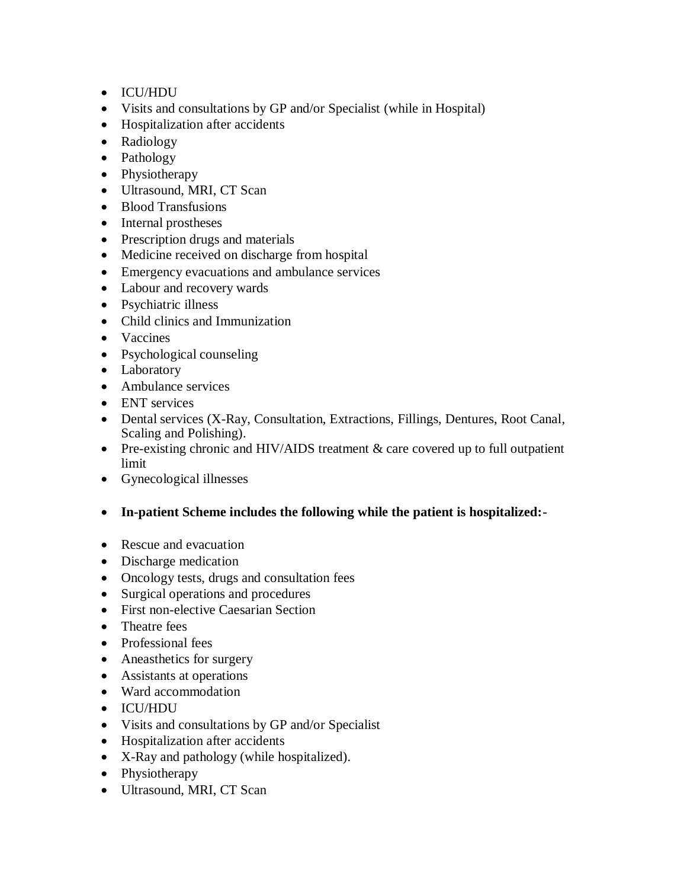- ICU/HDU
- Visits and consultations by GP and/or Specialist (while in Hospital)
- Hospitalization after accidents
- Radiology
- Pathology
- Physiotherapy
- Ultrasound, MRI, CT Scan
- Blood Transfusions
- Internal prostheses
- Prescription drugs and materials
- Medicine received on discharge from hospital
- Emergency evacuations and ambulance services
- Labour and recovery wards
- Psychiatric illness
- Child clinics and Immunization
- Vaccines
- Psychological counseling
- Laboratory
- Ambulance services
- ENT services
- Dental services (X-Ray, Consultation, Extractions, Fillings, Dentures, Root Canal, Scaling and Polishing).
- Pre-existing chronic and HIV/AIDS treatment & care covered up to full outpatient limit
- Gynecological illnesses

- **In-patient Scheme includes the following while the patient is hospitalized:-**

- Rescue and evacuation
- Discharge medication
- Oncology tests, drugs and consultation fees
- Surgical operations and procedures
- First non-elective Caesarian Section
- Theatre fees
- Professional fees
- Aneasthetics for surgery
- Assistants at operations
- Ward accommodation
- ICU/HDU
- Visits and consultations by GP and/or Specialist
- Hospitalization after accidents
- X-Ray and pathology (while hospitalized).
- Physiotherapy
- Ultrasound, MRI, CT Scan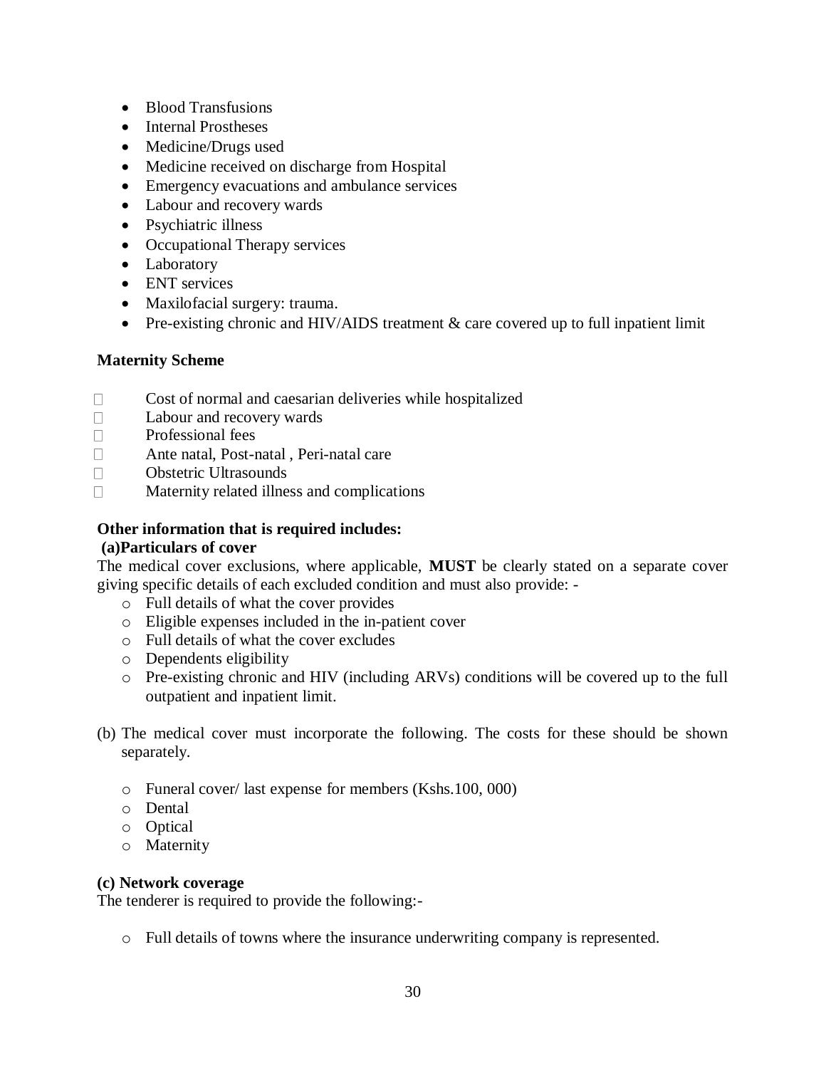- Blood Transfusions
- Internal Prostheses
- Medicine/Drugs used
- Medicine received on discharge from Hospital
- Emergency evacuations and ambulance services
- Labour and recovery wards
- Psychiatric illness
- Occupational Therapy services
- Laboratory
- ENT services
- Maxilofacial surgery: trauma.
- Pre-existing chronic and HIV/AIDS treatment & care covered up to full inpatient limit

**Maternity Scheme**

- Cost of normal and caesarian deliveries while hospitalized
- Labour and recovery wards
- Professional fees
- Ante natal, Post-natal , Peri-natal care
- Obstetric Ultrasounds
- Maternity related illness and complications

**Other information that is required includes:**

**(a)Particulars of cover**

The medical cover exclusions, where applicable, **MUST** be clearly stated on a separate cover giving specific details of each excluded condition and must also provide: -

- Full details of what the cover provides
- Eligible expenses included in the in-patient cover
- Full details of what the cover excludes
- Dependents eligibility
- Pre-existing chronic and HIV (including ARVs) conditions will be covered up to the full outpatient and inpatient limit.

(b) The medical cover must incorporate the following. The costs for these should be shown separately.

- Funeral cover/ last expense for members (Kshs.100, 000)
- Dental
- Optical
- Maternity

**(c) Network coverage**

The tenderer is required to provide the following:-

- Full details of towns where the insurance underwriting company is represented.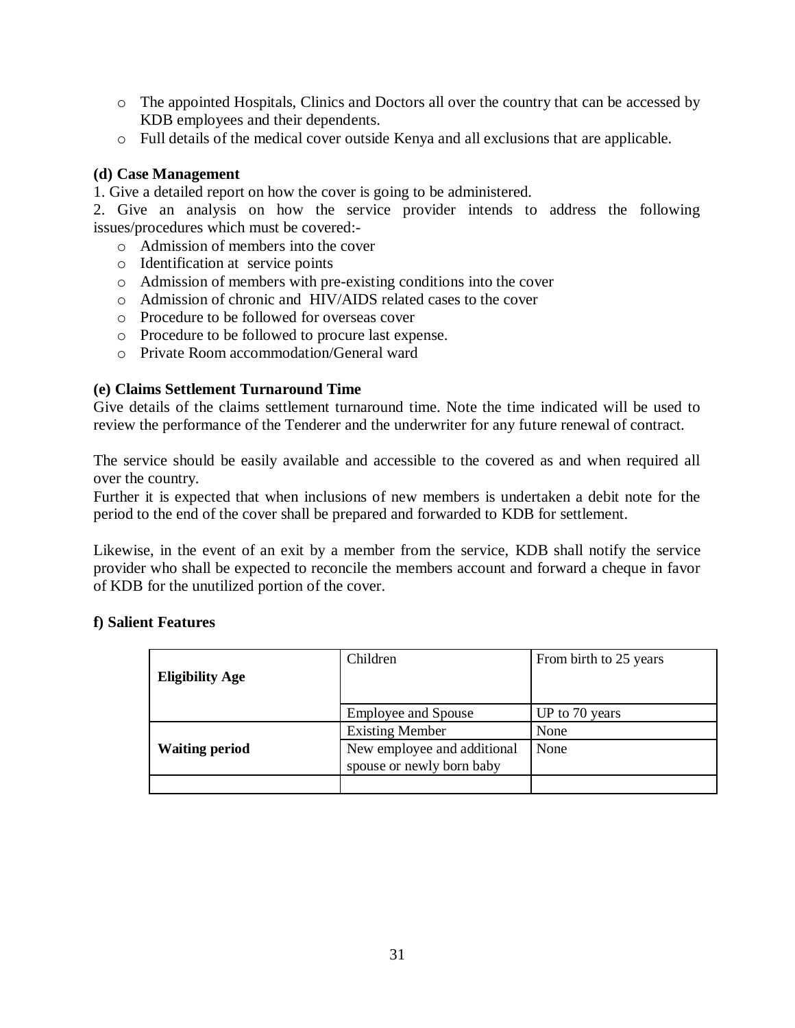- The appointed Hospitals, Clinics and Doctors all over the country that can be accessed by KDB employees and their dependents.
- Full details of the medical cover outside Kenya and all exclusions that are applicable.

**(d) Case Management**

1. Give a detailed report on how the cover is going to be administered.
2. Give an analysis on how the service provider intends to address the following issues/procedures which must be covered:-
   - Admission of members into the cover
   - Identification at service points
   - Admission of members with pre-existing conditions into the cover
   - Admission of chronic and HIV/AIDS related cases to the cover
   - Procedure to be followed for overseas cover
   - Procedure to be followed to procure last expense.
   - Private Room accommodation/General ward

**(e) Claims Settlement Turnaround Time**

Give details of the claims settlement turnaround time. Note the time indicated will be used to review the performance of the Tenderer and the underwriter for any future renewal of contract.

The service should be easily available and accessible to the covered as and when required all over the country.
Further it is expected that when inclusions of new members is undertaken a debit note for the period to the end of the cover shall be prepared and forwarded to KDB for settlement.

Likewise, in the event of an exit by a member from the service, KDB shall notify the service provider who shall be expected to reconcile the members account and forward a cheque in favor of KDB for the unutilized portion of the cover.

**f) Salient Features**

| | | |
|---|---|---|
| **Eligibility Age** | Children | From birth to 25 years |
| | Employee and Spouse | UP to 70 years |
| **Waiting period** | Existing Member | None |
| | New employee and additional spouse or newly born baby | None |
| | | |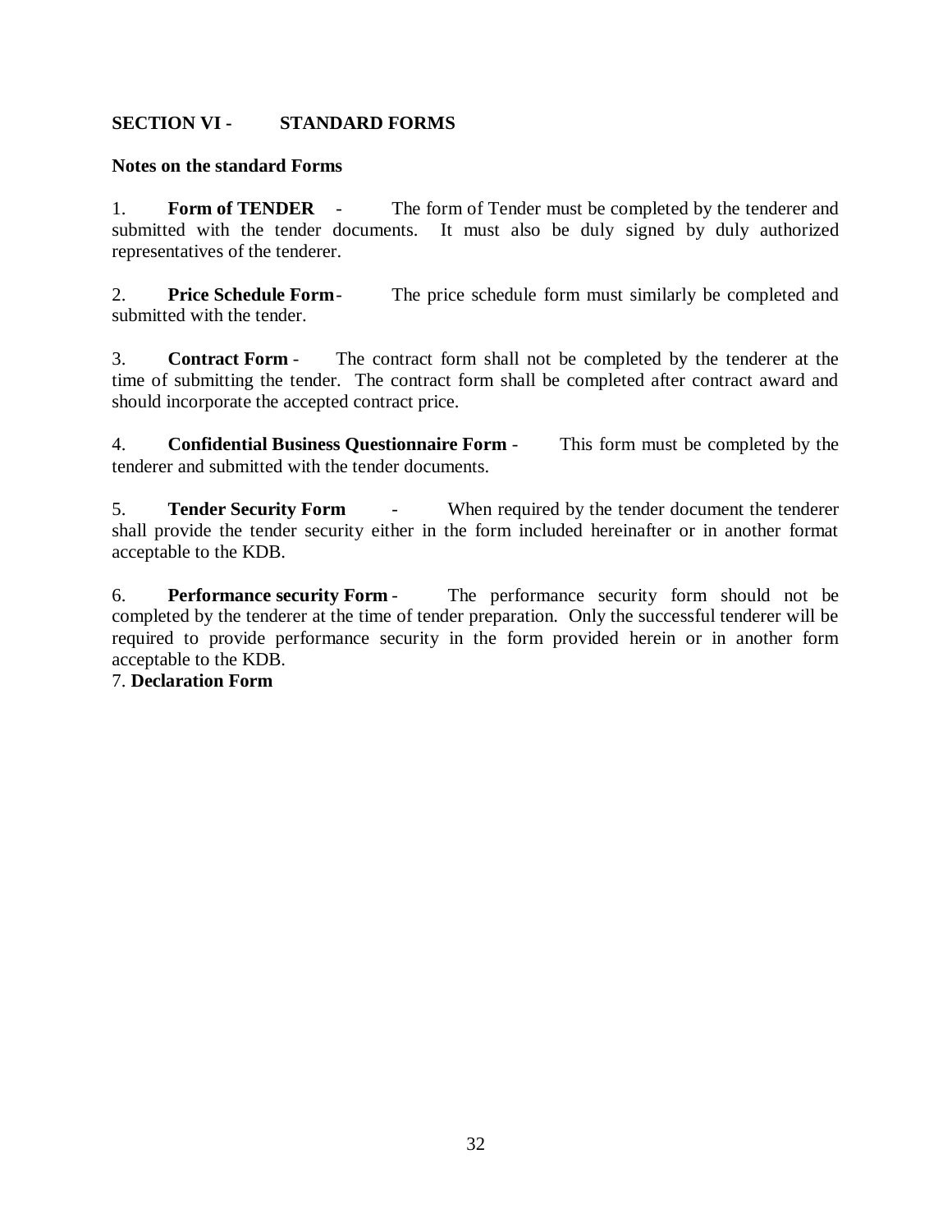## SECTION VI - STANDARD FORMS

**Notes on the standard Forms**

1. **Form of TENDER** - The form of Tender must be completed by the tenderer and submitted with the tender documents. It must also be duly signed by duly authorized representatives of the tenderer.

2. **Price Schedule Form**- The price schedule form must similarly be completed and submitted with the tender.

3. **Contract Form** - The contract form shall not be completed by the tenderer at the time of submitting the tender. The contract form shall be completed after contract award and should incorporate the accepted contract price.

4. **Confidential Business Questionnaire Form** - This form must be completed by the tenderer and submitted with the tender documents.

5. **Tender Security Form** - When required by the tender document the tenderer shall provide the tender security either in the form included hereinafter or in another format acceptable to the KDB.

6. **Performance security Form** - The performance security form should not be completed by the tenderer at the time of tender preparation. Only the successful tenderer will be required to provide performance security in the form provided herein or in another form acceptable to the KDB.

7. **Declaration Form**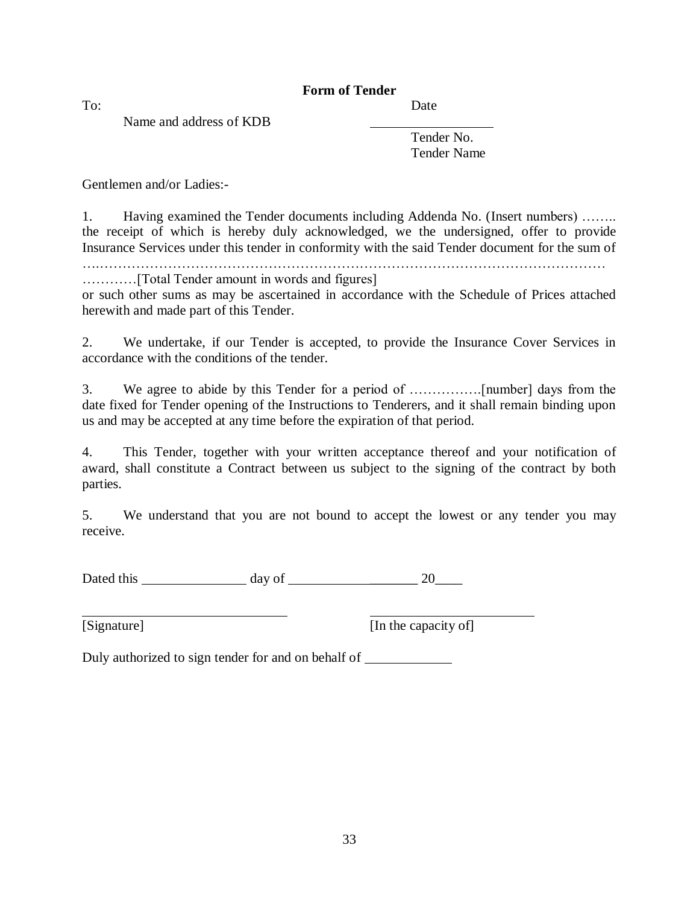## Form of Tender

To:

Name and address of KDB

Date

\_\_\_\_\_\_\_\_\_\_\_\_\_\_\_\_\_\_

Tender No.

Tender Name

Gentlemen and/or Ladies:-

1. Having examined the Tender documents including Addenda No. (Insert numbers) …….. the receipt of which is hereby duly acknowledged, we the undersigned, offer to provide Insurance Services under this tender in conformity with the said Tender document for the sum of ……………………………………………………………………………………………………… …………[Total Tender amount in words and figures] or such other sums as may be ascertained in accordance with the Schedule of Prices attached herewith and made part of this Tender.

2. We undertake, if our Tender is accepted, to provide the Insurance Cover Services in accordance with the conditions of the tender.

3. We agree to abide by this Tender for a period of …………….[number] days from the date fixed for Tender opening of the Instructions to Tenderers, and it shall remain binding upon us and may be accepted at any time before the expiration of that period.

4. This Tender, together with your written acceptance thereof and your notification of award, shall constitute a Contract between us subject to the signing of the contract by both parties.

5. We understand that you are not bound to accept the lowest or any tender you may receive.

Dated this \_\_\_\_\_\_\_\_\_\_\_\_\_\_\_ day of \_\_\_\_\_\_\_\_\_\_\_\_\_\_\_\_\_\_ 20\_\_\_\_

\_\_\_\_\_\_\_\_\_\_\_\_\_\_\_\_\_\_\_\_\_\_\_\_\_\_\_\_\_\_ \_\_\_\_\_\_\_\_\_\_\_\_\_\_\_\_\_\_\_\_\_\_\_\_\_

[Signature] [In the capacity of]

Duly authorized to sign tender for and on behalf of \_\_\_\_\_\_\_\_\_\_\_\_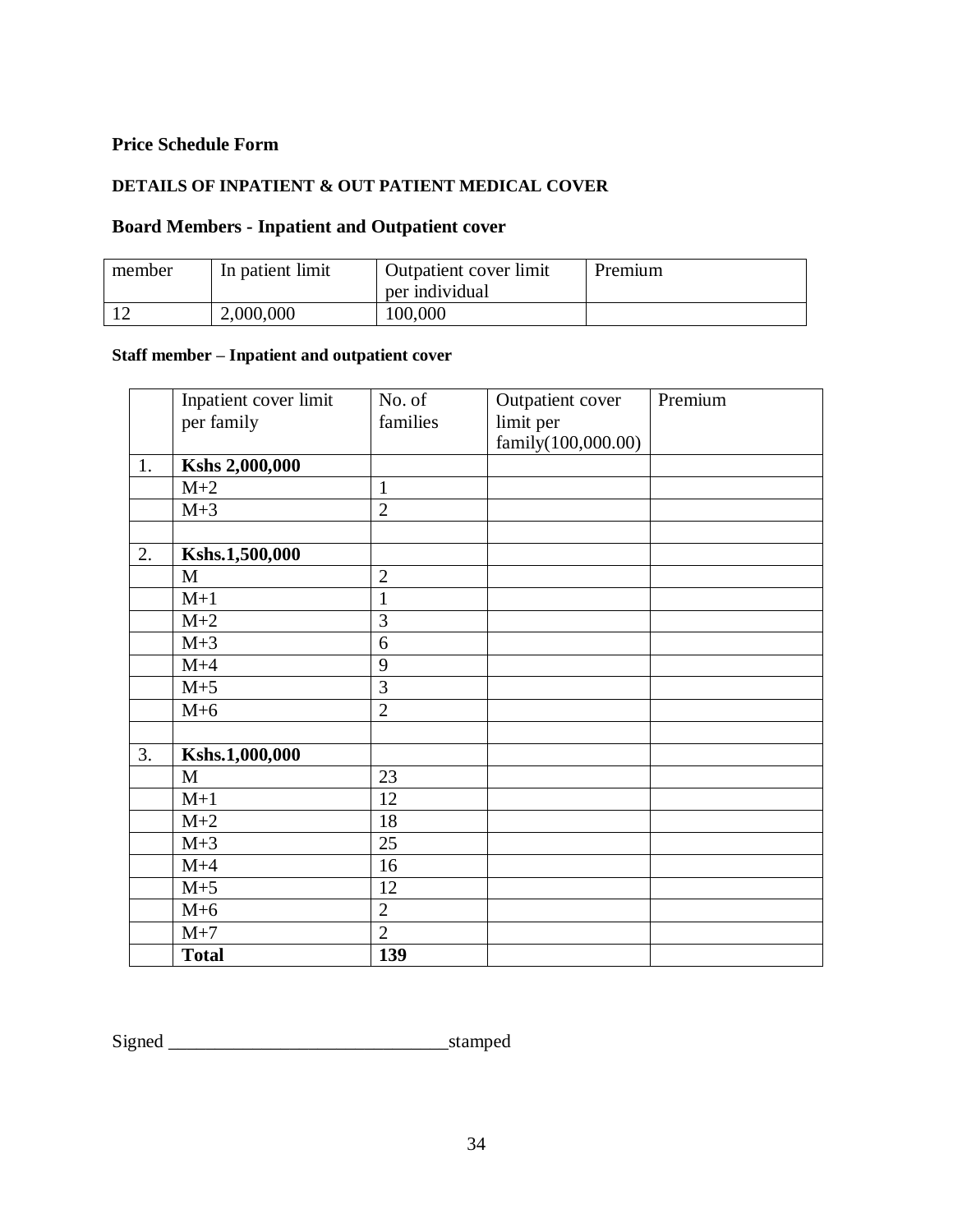**Price Schedule Form**

**DETAILS OF INPATIENT & OUT PATIENT MEDICAL COVER**

**Board Members - Inpatient and Outpatient cover**

| member | In patient limit | Outpatient cover limit per individual | Premium |
|---|---|---|---|
| 12 | 2,000,000 | 100,000 | |

**Staff member – Inpatient and outpatient cover**

| | Inpatient cover limit per family | No. of families | Outpatient cover limit per family(100,000.00) | Premium |
|---|---|---|---|---|
| 1. | **Kshs 2,000,000** | | | |
| | M+2 | 1 | | |
| | M+3 | 2 | | |
| | | | | |
| 2. | **Kshs.1,500,000** | | | |
| | M | 2 | | |
| | M+1 | 1 | | |
| | M+2 | 3 | | |
| | M+3 | 6 | | |
| | M+4 | 9 | | |
| | M+5 | 3 | | |
| | M+6 | 2 | | |
| | | | | |
| 3. | **Kshs.1,000,000** | | | |
| | M | 23 | | |
| | M+1 | 12 | | |
| | M+2 | 18 | | |
| | M+3 | 25 | | |
| | M+4 | 16 | | |
| | M+5 | 12 | | |
| | M+6 | 2 | | |
| | M+7 | 2 | | |
| | **Total** | **139** | | |

Signed ______________________________stamped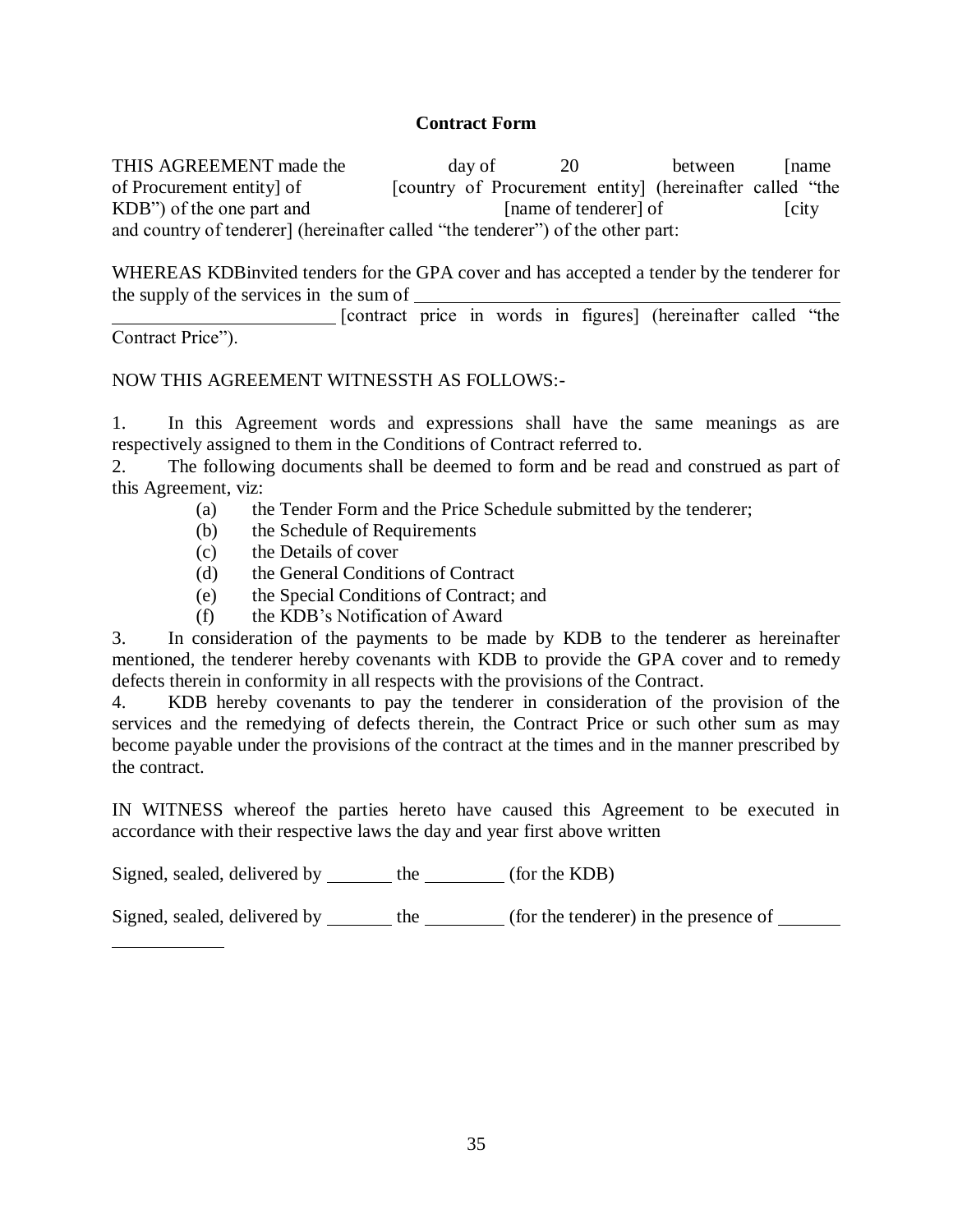**Contract Form**

THIS AGREEMENT made the day of 20 between [name of Procurement entity] of [country of Procurement entity] (hereinafter called "the KDB") of the one part and [name of tenderer] of [city and country of tenderer] (hereinafter called "the tenderer") of the other part:

WHEREAS KDBinvited tenders for the GPA cover and has accepted a tender by the tenderer for the supply of the services in the sum of ______________________________________________ ________________________ [contract price in words in figures] (hereinafter called "the Contract Price").

NOW THIS AGREEMENT WITNESSTH AS FOLLOWS:-

1. In this Agreement words and expressions shall have the same meanings as are respectively assigned to them in the Conditions of Contract referred to.
2. The following documents shall be deemed to form and be read and construed as part of this Agreement, viz:
   (a) the Tender Form and the Price Schedule submitted by the tenderer;
   (b) the Schedule of Requirements
   (c) the Details of cover
   (d) the General Conditions of Contract
   (e) the Special Conditions of Contract; and
   (f) the KDB's Notification of Award
3. In consideration of the payments to be made by KDB to the tenderer as hereinafter mentioned, the tenderer hereby covenants with KDB to provide the GPA cover and to remedy defects therein in conformity in all respects with the provisions of the Contract.
4. KDB hereby covenants to pay the tenderer in consideration of the provision of the services and the remedying of defects therein, the Contract Price or such other sum as may become payable under the provisions of the contract at the times and in the manner prescribed by the contract.

IN WITNESS whereof the parties hereto have caused this Agreement to be executed in accordance with their respective laws the day and year first above written

Signed, sealed, delivered by _______ the ________ (for the KDB)

Signed, sealed, delivered by _______ the ________ (for the tenderer) in the presence of _______ ____________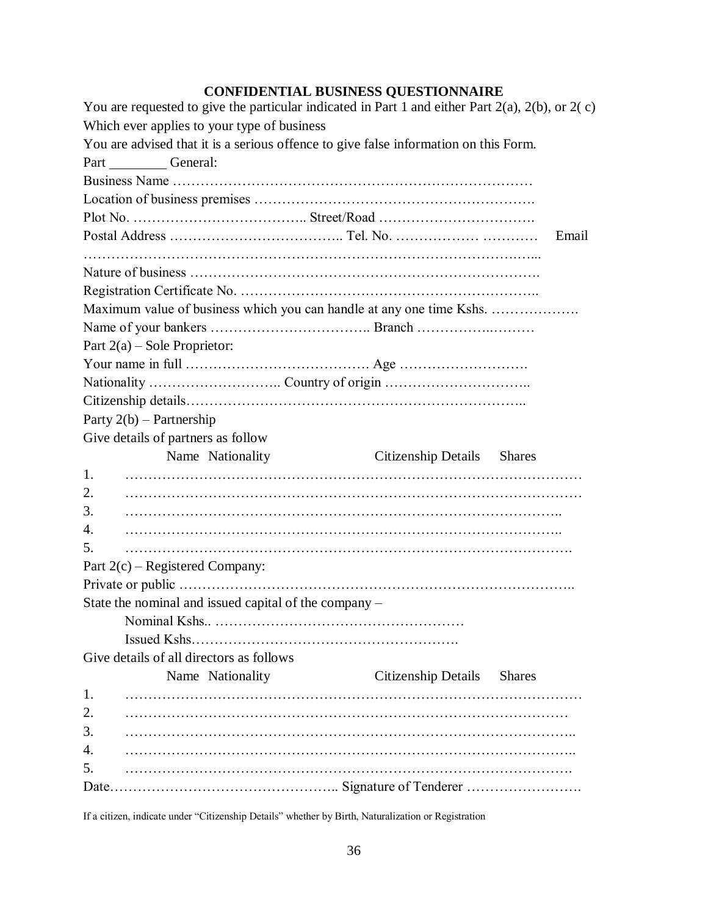## CONFIDENTIAL BUSINESS QUESTIONNAIRE

You are requested to give the particular indicated in Part 1 and either Part 2(a), 2(b), or 2( c) Which ever applies to your type of business

You are advised that it is a serious offence to give false information on this Form.

Part ________ General:

Business Name …………………………………………………………………

Location of business premises …………………………………………………….

Plot No. ……………………………….. Street/Road …………………………….

Postal Address ……………………………….. Tel. No. …………….. ………… Email ……………………………………………………………………………………...

Nature of business ……………………………………………………………….

Registration Certificate No. ………………………………………………………..

Maximum value of business which you can handle at any one time Kshs. ……………….

Name of your bankers …………………………….. Branch ……………..………

Part 2(a) – Sole Proprietor:

Your name in full …………………………………. Age ……………………….

Nationality ……………………….. Country of origin …………………………..

Citizenship details………………………………………………………………..

Party 2(b) – Partnership

Give details of partners as follow

| | Name | Nationality | Citizenship Details | Shares |
|---|---|---|---|---|
| 1. | | | | |
| 2. | | | | |
| 3. | | | | |
| 4. | | | | |
| 5. | | | | |

Part 2(c) – Registered Company:

Private or public ………………………………………………………………………..

State the nominal and issued capital of the company –

Nominal Kshs.. ………………………………………………

Issued Kshs…………………………………………………

Give details of all directors as follows

| | Name | Nationality | Citizenship Details | Shares |
|---|---|---|---|---|
| 1. | | | | |
| 2. | | | | |
| 3. | | | | |
| 4. | | | | |
| 5. | | | | |

Date……………………………………….. Signature of Tenderer …………………….

If a citizen, indicate under "Citizenship Details" whether by Birth, Naturalization or Registration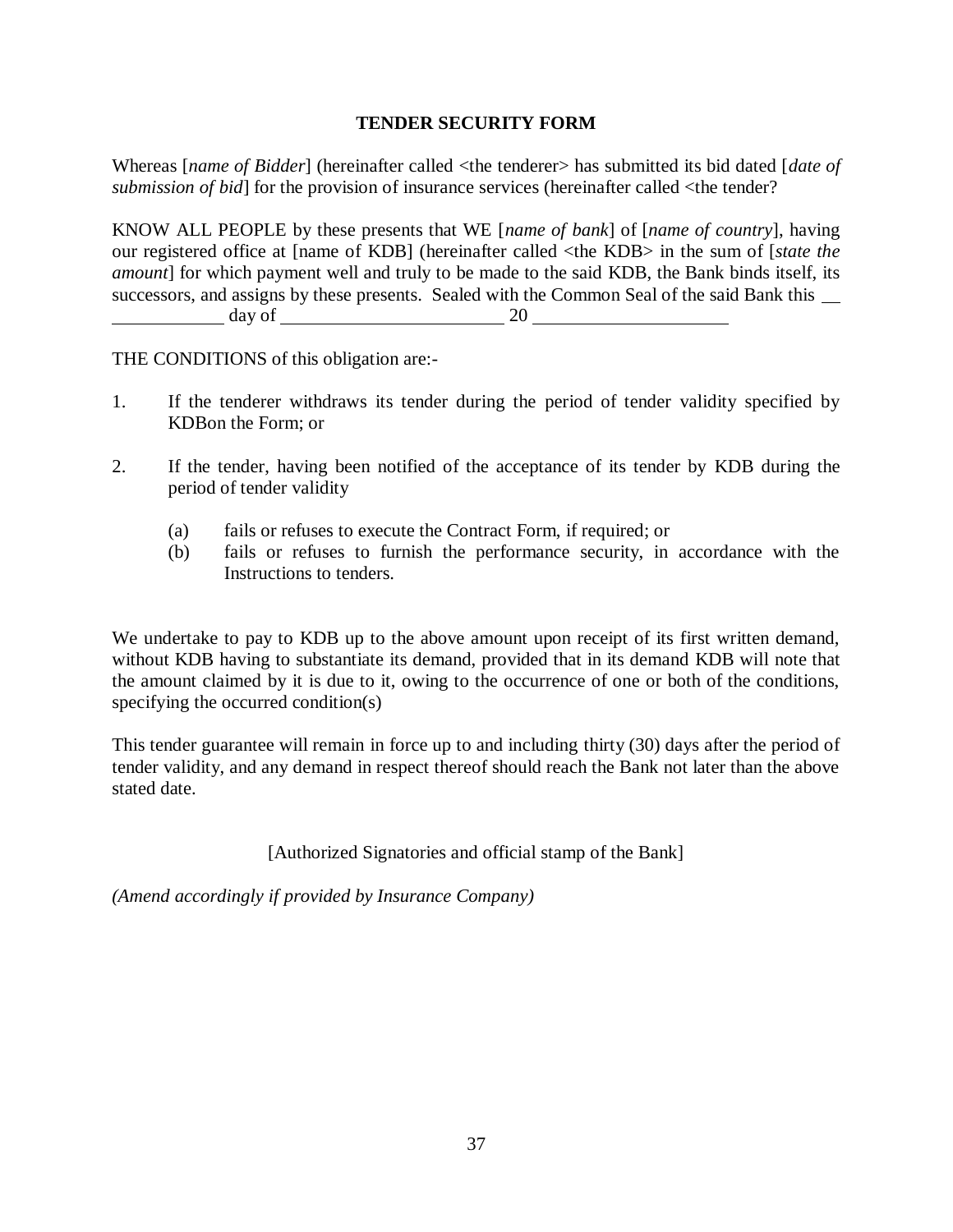**TENDER SECURITY FORM**

Whereas [*name of Bidder*] (hereinafter called <the tenderer> has submitted its bid dated [*date of submission of bid*] for the provision of insurance services (hereinafter called <the tender?

KNOW ALL PEOPLE by these presents that WE [*name of bank*] of [*name of country*], having our registered office at [name of KDB] (hereinafter called <the KDB> in the sum of [*state the amount*] for which payment well and truly to be made to the said KDB, the Bank binds itself, its successors, and assigns by these presents. Sealed with the Common Seal of the said Bank this \_\_ \_\_\_\_\_\_\_\_\_\_\_\_ day of \_\_\_\_\_\_\_\_\_\_\_\_\_\_\_\_\_\_\_\_\_\_\_\_\_ 20 \_\_\_\_\_\_\_\_\_\_\_\_\_\_\_\_\_\_\_\_\_

THE CONDITIONS of this obligation are:-

1. If the tenderer withdraws its tender during the period of tender validity specified by KDBon the Form; or

2. If the tender, having been notified of the acceptance of its tender by KDB during the period of tender validity

    (a) fails or refuses to execute the Contract Form, if required; or
    (b) fails or refuses to furnish the performance security, in accordance with the Instructions to tenders.

We undertake to pay to KDB up to the above amount upon receipt of its first written demand, without KDB having to substantiate its demand, provided that in its demand KDB will note that the amount claimed by it is due to it, owing to the occurrence of one or both of the conditions, specifying the occurred condition(s)

This tender guarantee will remain in force up to and including thirty (30) days after the period of tender validity, and any demand in respect thereof should reach the Bank not later than the above stated date.

[Authorized Signatories and official stamp of the Bank]

*(Amend accordingly if provided by Insurance Company)*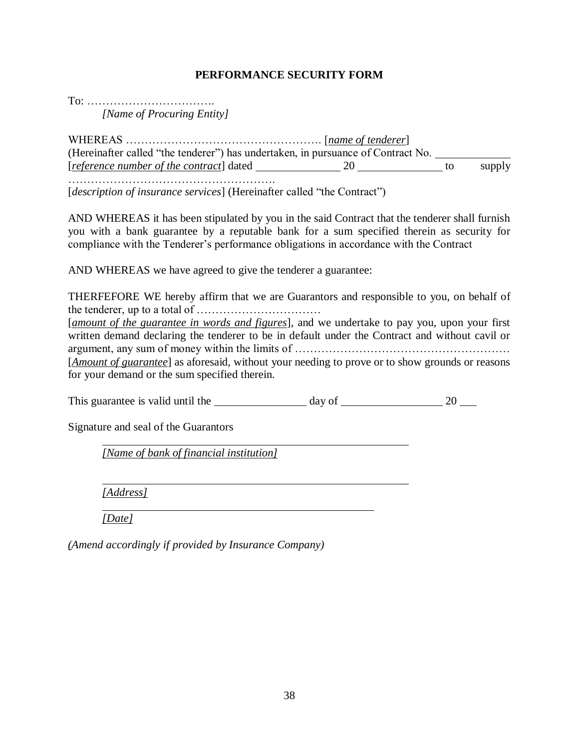**PERFORMANCE SECURITY FORM**

To: ……………………………..
*[Name of Procuring Entity]*

WHEREAS ……………………………………………. [*name of tenderer*]
(Hereinafter called "the tenderer") has undertaken, in pursuance of Contract No. ____________
[*reference number of the contract*] dated ______________ 20 ______________ to supply ……………………………………………….
[*description of insurance services*] (Hereinafter called "the Contract")

AND WHEREAS it has been stipulated by you in the said Contract that the tenderer shall furnish you with a bank guarantee by a reputable bank for a sum specified therein as security for compliance with the Tenderer's performance obligations in accordance with the Contract

AND WHEREAS we have agreed to give the tenderer a guarantee:

THERFEFORE WE hereby affirm that we are Guarantors and responsible to you, on behalf of the tenderer, up to a total of ……………………………
[*amount of the guarantee in words and figures*], and we undertake to pay you, upon your first written demand declaring the tenderer to be in default under the Contract and without cavil or argument, any sum of money within the limits of …………………………………………………
[*Amount of guarantee*] as aforesaid, without your needing to prove or to show grounds or reasons for your demand or the sum specified therein.

This guarantee is valid until the ______________ day of ________________ 20 ___

Signature and seal of the Guarantors

______________________________________________
*[Name of bank of financial institution]*

______________________________________________
*[Address]*

______________________________________________
*[Date]*

*(Amend accordingly if provided by Insurance Company)*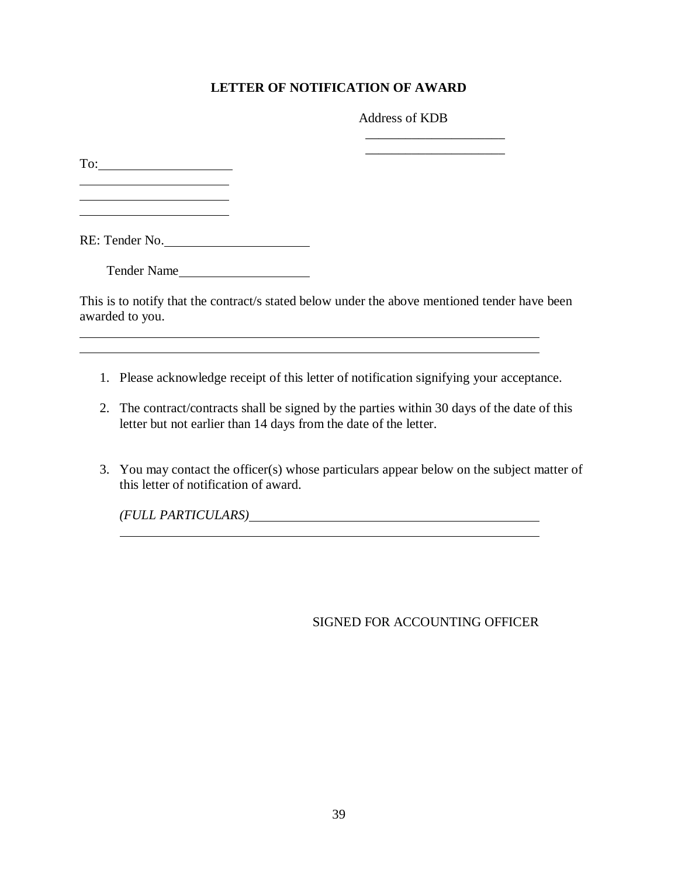## LETTER OF NOTIFICATION OF AWARD

Address of KDB

\_\_\_\_\_\_\_\_\_\_\_\_\_\_\_\_\_\_\_\_\_\_

\_\_\_\_\_\_\_\_\_\_\_\_\_\_\_\_\_\_\_\_\_\_

To:\_\_\_\_\_\_\_\_\_\_\_\_\_\_\_\_\_\_\_\_\_\_

\_\_\_\_\_\_\_\_\_\_\_\_\_\_\_\_\_\_\_\_\_\_\_\_

\_\_\_\_\_\_\_\_\_\_\_\_\_\_\_\_\_\_\_\_\_\_\_\_

\_\_\_\_\_\_\_\_\_\_\_\_\_\_\_\_\_\_\_\_\_\_\_\_

RE: Tender No.\_\_\_\_\_\_\_\_\_\_\_\_\_\_\_\_\_\_\_\_\_\_

Tender Name\_\_\_\_\_\_\_\_\_\_\_\_\_\_\_\_\_\_\_\_\_\_

This is to notify that the contract/s stated below under the above mentioned tender have been awarded to you.

\_\_\_\_\_\_\_\_\_\_\_\_\_\_\_\_\_\_\_\_\_\_\_\_\_\_\_\_\_\_\_\_\_\_\_\_\_\_\_\_\_\_\_\_\_\_\_\_\_\_\_\_\_\_\_\_\_\_\_\_\_\_\_\_\_\_\_\_\_\_

\_\_\_\_\_\_\_\_\_\_\_\_\_\_\_\_\_\_\_\_\_\_\_\_\_\_\_\_\_\_\_\_\_\_\_\_\_\_\_\_\_\_\_\_\_\_\_\_\_\_\_\_\_\_\_\_\_\_\_\_\_\_\_\_\_\_\_\_\_\_

1. Please acknowledge receipt of this letter of notification signifying your acceptance.
2. The contract/contracts shall be signed by the parties within 30 days of the date of this letter but not earlier than 14 days from the date of the letter.
3. You may contact the officer(s) whose particulars appear below on the subject matter of this letter of notification of award.

   *(FULL PARTICULARS)*\_\_\_\_\_\_\_\_\_\_\_\_\_\_\_\_\_\_\_\_\_\_\_\_\_\_\_\_\_\_\_\_\_\_\_\_\_\_\_\_\_\_\_\_\_\_\_\_

   \_\_\_\_\_\_\_\_\_\_\_\_\_\_\_\_\_\_\_\_\_\_\_\_\_\_\_\_\_\_\_\_\_\_\_\_\_\_\_\_\_\_\_\_\_\_\_\_\_\_\_\_\_\_\_\_\_\_\_\_\_\_\_\_

SIGNED FOR ACCOUNTING OFFICER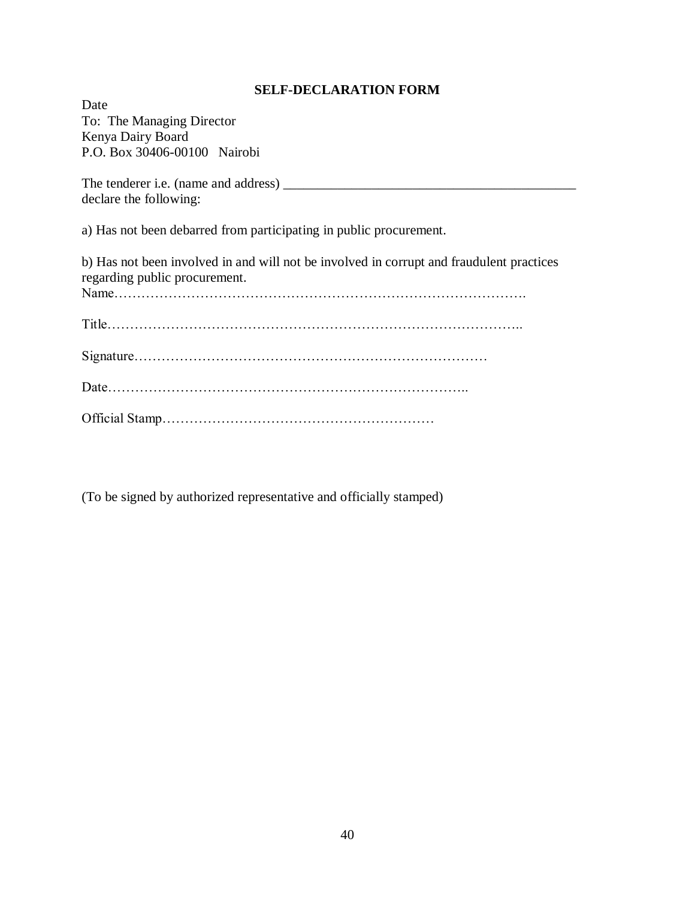## SELF-DECLARATION FORM

Date
To: The Managing Director
Kenya Dairy Board
P.O. Box 30406-00100 Nairobi

The tenderer i.e. (name and address) ___________________________________________
declare the following:

a) Has not been debarred from participating in public procurement.

b) Has not been involved in and will not be involved in corrupt and fraudulent practices regarding public procurement.

Name……………………………………………………………………………….

Title………………………………………………………………………………..

Signature……………………………………………………………………

Date……………………………………………………………………..

Official Stamp……………………………………………………

(To be signed by authorized representative and officially stamped)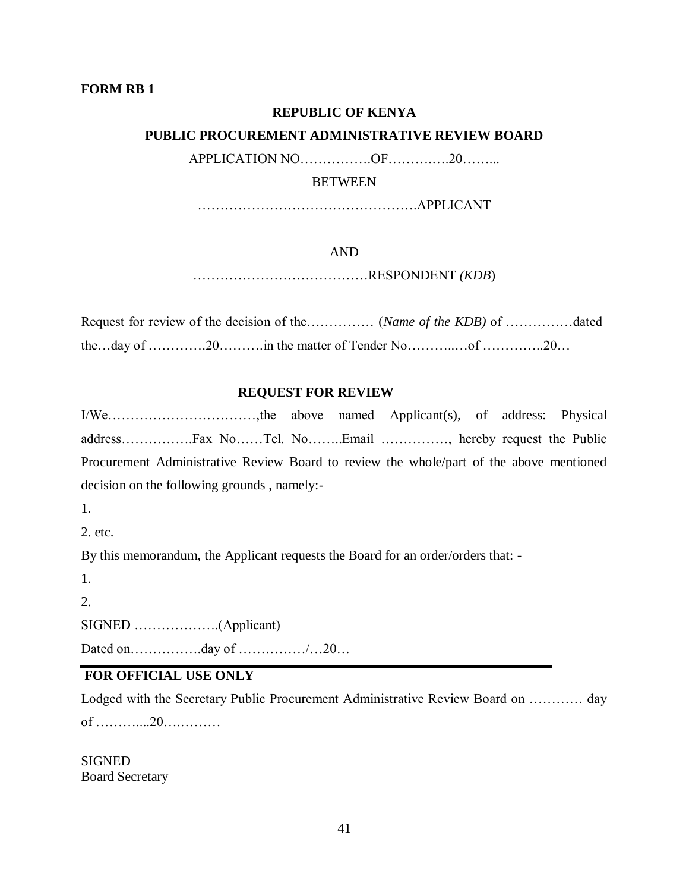**FORM RB 1**

**REPUBLIC OF KENYA**

**PUBLIC PROCUREMENT ADMINISTRATIVE REVIEW BOARD**

APPLICATION NO…………….OF……….….20……...

BETWEEN

………………………………………….APPLICANT

AND

…………………………………RESPONDENT *(KDB*)

Request for review of the decision of the…………… (*Name of the KDB)* of ……………dated the…day of ………….20……….in the matter of Tender No………..…of …………..20…

**REQUEST FOR REVIEW**

I/We……………………………,the above named Applicant(s), of address: Physical address…………….Fax No……Tel. No……..Email ……………, hereby request the Public Procurement Administrative Review Board to review the whole/part of the above mentioned decision on the following grounds , namely:-

1.

2. etc.

By this memorandum, the Applicant requests the Board for an order/orders that: -

1.

2.

SIGNED ……………….(Applicant)

Dated on…………….day of ……………/…20…

---

**FOR OFFICIAL USE ONLY**

Lodged with the Secretary Public Procurement Administrative Review Board on ………… day of ………....20….………

SIGNED
Board Secretary